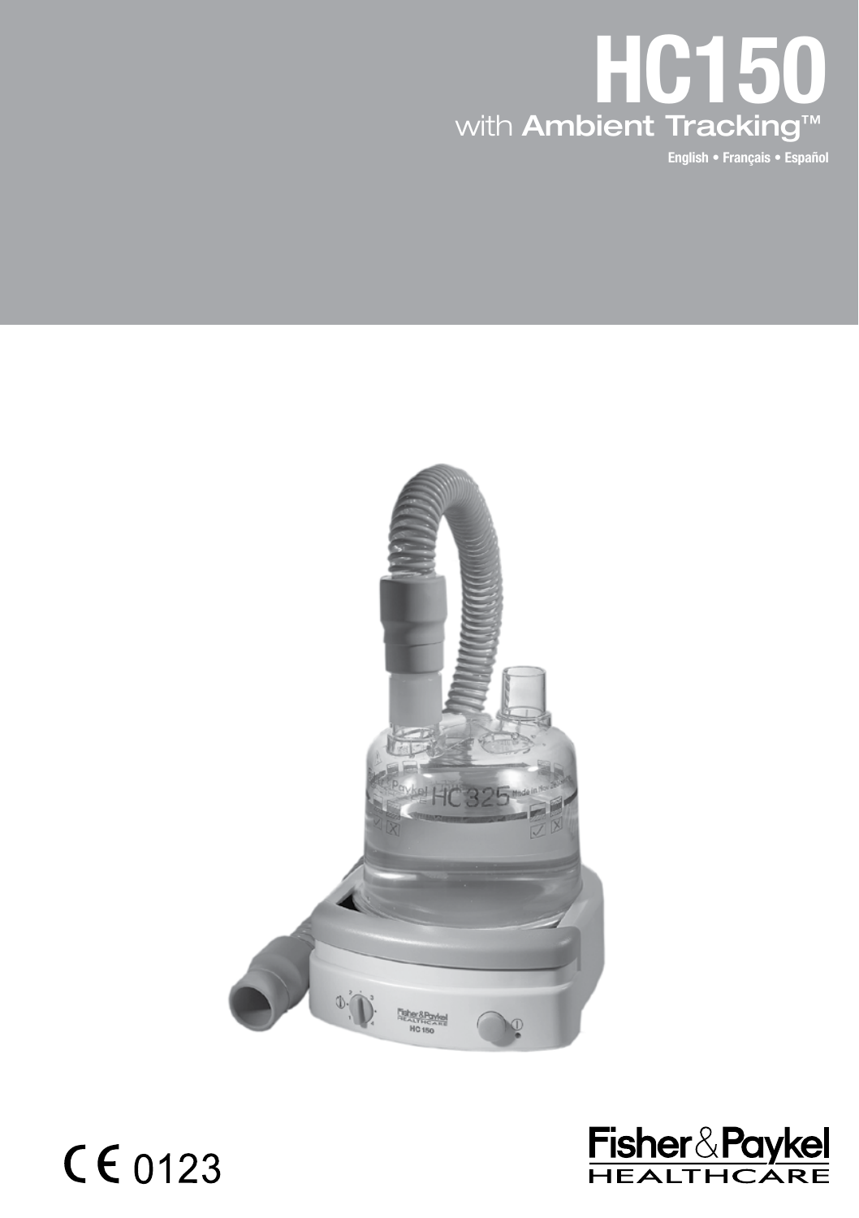# HC150

with **Ambient Tracking™**

**English • Français • Español**

CE 0123

Fisher&Paykel HEALTHCARE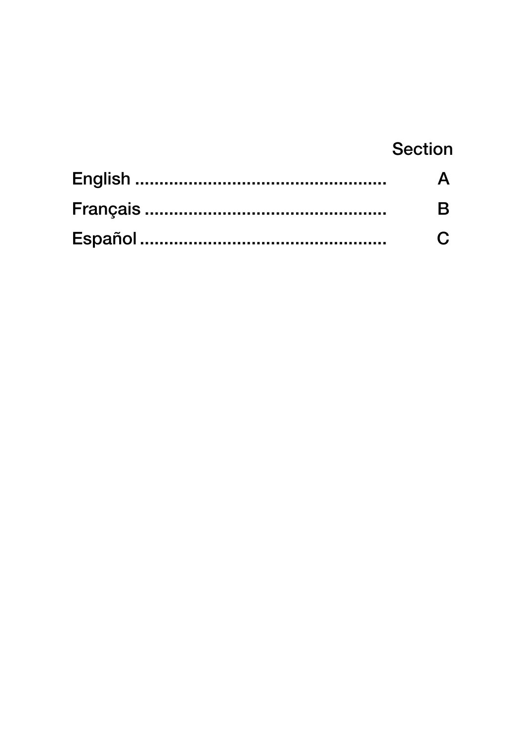| | Section |
|---|---|
| English ................................................ | A |
| Français .............................................. | B |
| Español ............................................... | C |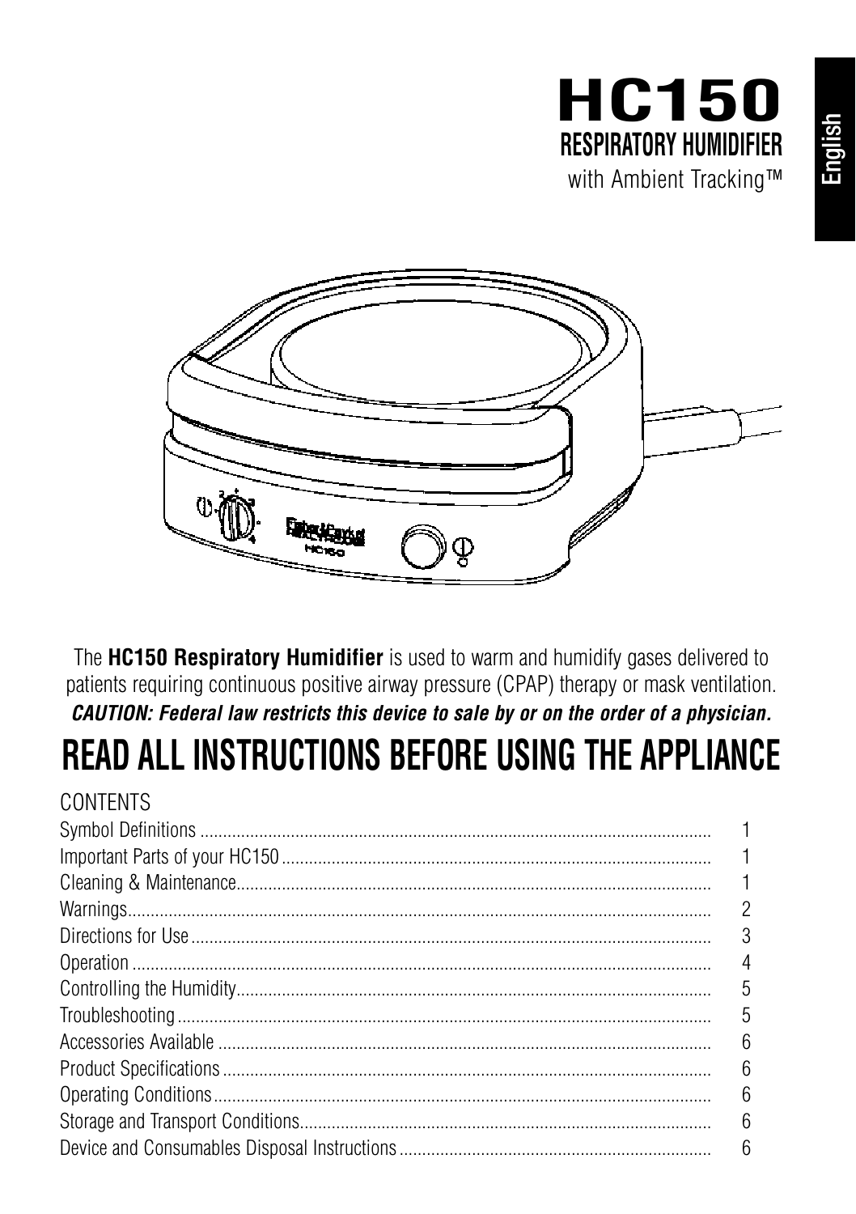# HC150

## RESPIRATORY HUMIDIFIER

with Ambient Tracking™

The **HC150 Respiratory Humidifier** is used to warm and humidify gases delivered to patients requiring continuous positive airway pressure (CPAP) therapy or mask ventilation.

***CAUTION: Federal law restricts this device to sale by or on the order of a physician.***

# READ ALL INSTRUCTIONS BEFORE USING THE APPLIANCE

CONTENTS

| | |
|---|---|
| Symbol Definitions | 1 |
| Important Parts of your HC150 | 1 |
| Cleaning & Maintenance | 1 |
| Warnings | 2 |
| Directions for Use | 3 |
| Operation | 4 |
| Controlling the Humidity | 5 |
| Troubleshooting | 5 |
| Accessories Available | 6 |
| Product Specifications | 6 |
| Operating Conditions | 6 |
| Storage and Transport Conditions | 6 |
| Device and Consumables Disposal Instructions | 6 |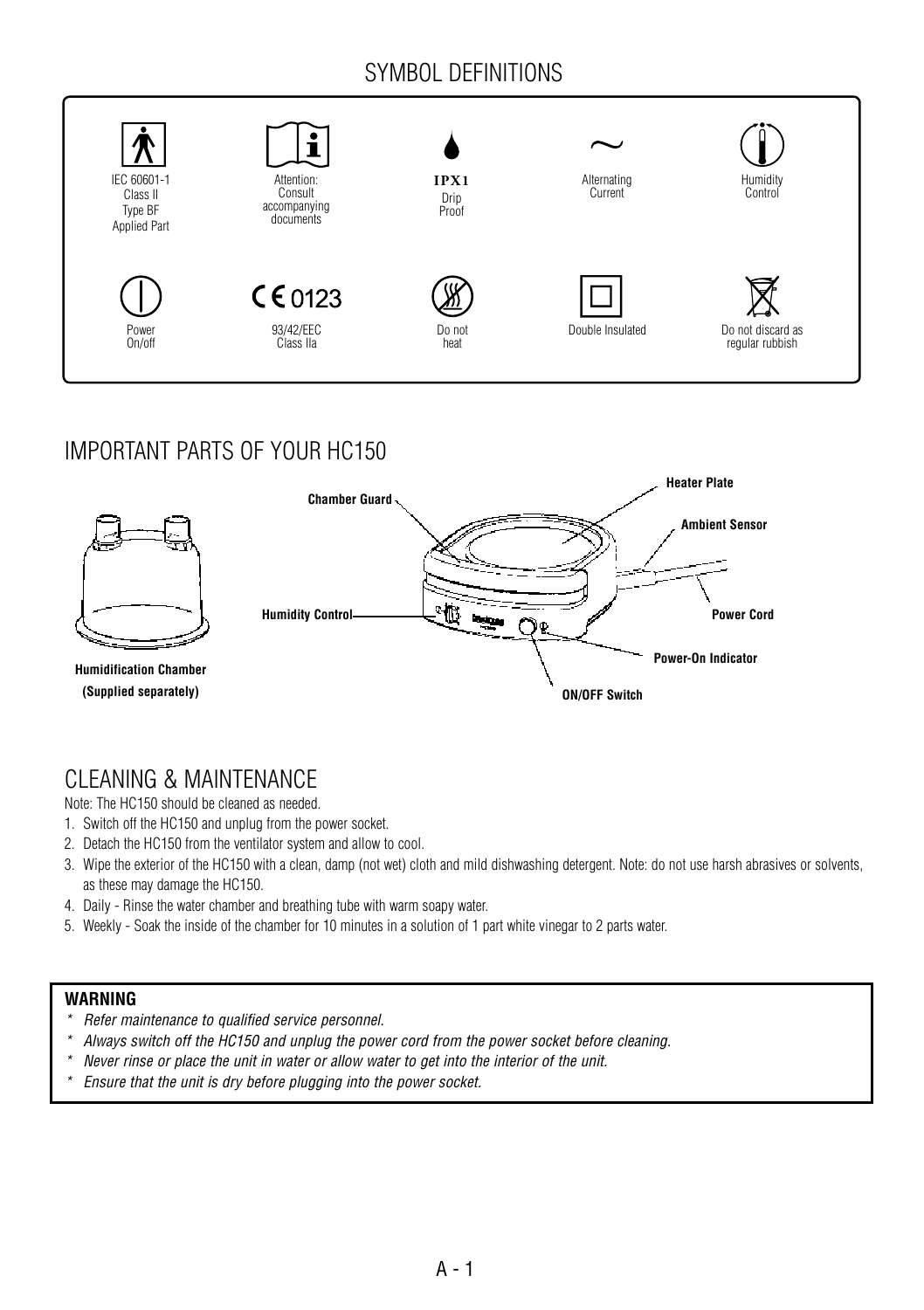## SYMBOL DEFINITIONS

| Symbol | Definition |
|---|---|
| | IEC 60601-1 Class II Type BF Applied Part |
| | Attention: Consult accompanying documents |
| IPX1 | Drip Proof |
| ~ | Alternating Current |
| | Humidity Control |
| | Power On/off |
| CE 0123 | 93/42/EEC Class IIa |
| | Do not heat |
| | Double Insulated |
| | Do not discard as regular rubbish |

## IMPORTANT PARTS OF YOUR HC150

**Humidification Chamber (Supplied separately)**

**Chamber Guard**, **Heater Plate**, **Ambient Sensor**, **Humidity Control**, **Power Cord**, **Power-On Indicator**, **ON/OFF Switch**

## CLEANING & MAINTENANCE

Note: The HC150 should be cleaned as needed.

1. Switch off the HC150 and unplug from the power socket.
2. Detach the HC150 from the ventilator system and allow to cool.
3. Wipe the exterior of the HC150 with a clean, damp (not wet) cloth and mild dishwashing detergent. Note: do not use harsh abrasives or solvents, as these may damage the HC150.
4. Daily - Rinse the water chamber and breathing tube with warm soapy water.
5. Weekly - Soak the inside of the chamber for 10 minutes in a solution of 1 part white vinegar to 2 parts water.

**WARNING**

- *Refer maintenance to qualified service personnel.*
- *Always switch off the HC150 and unplug the power cord from the power socket before cleaning.*
- *Never rinse or place the unit in water or allow water to get into the interior of the unit.*
- *Ensure that the unit is dry before plugging into the power socket.*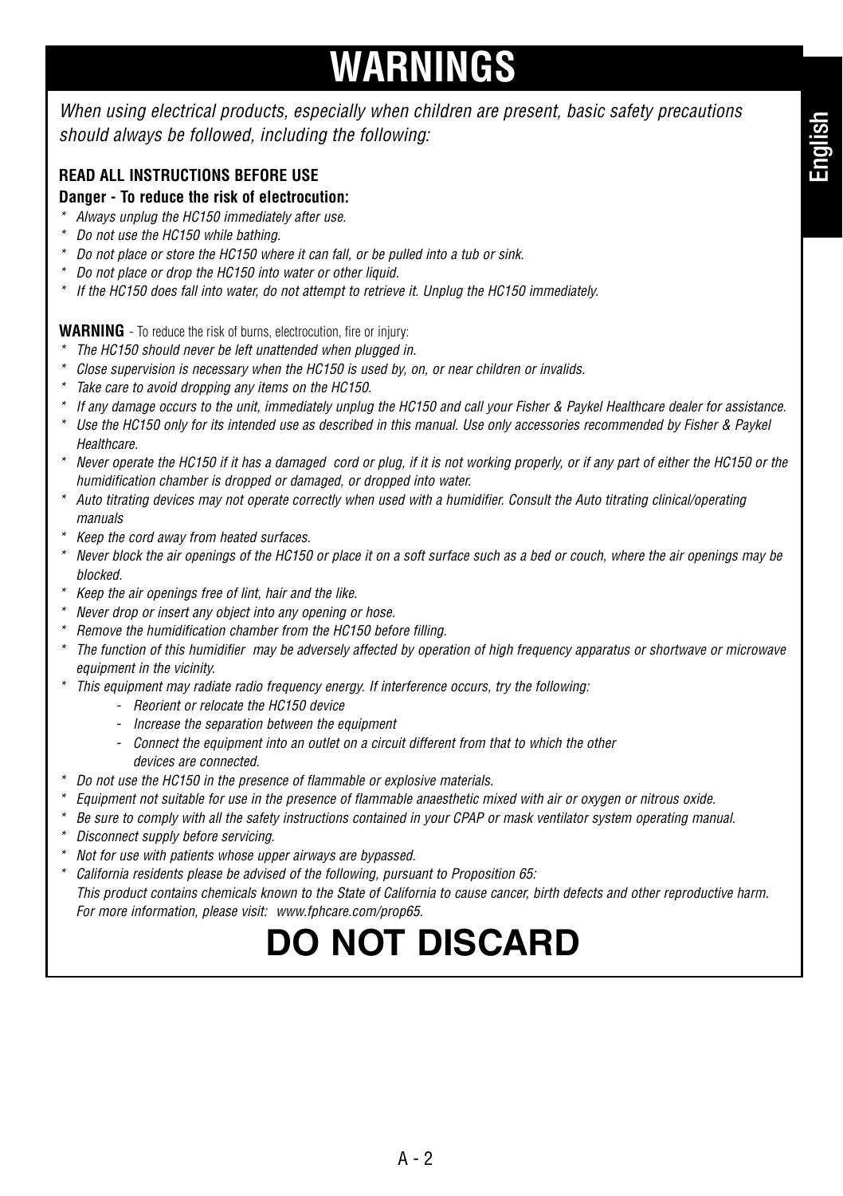# WARNINGS

*When using electrical products, especially when children are present, basic safety precautions should always be followed, including the following:*

**READ ALL INSTRUCTIONS BEFORE USE**

**Danger - To reduce the risk of electrocution:**

- *Always unplug the HC150 immediately after use.*
- *Do not use the HC150 while bathing.*
- *Do not place or store the HC150 where it can fall, or be pulled into a tub or sink.*
- *Do not place or drop the HC150 into water or other liquid.*
- *If the HC150 does fall into water, do not attempt to retrieve it. Unplug the HC150 immediately.*

**WARNING** - To reduce the risk of burns, electrocution, fire or injury:

- *The HC150 should never be left unattended when plugged in.*
- *Close supervision is necessary when the HC150 is used by, on, or near children or invalids.*
- *Take care to avoid dropping any items on the HC150.*
- *If any damage occurs to the unit, immediately unplug the HC150 and call your Fisher & Paykel Healthcare dealer for assistance.*
- *Use the HC150 only for its intended use as described in this manual. Use only accessories recommended by Fisher & Paykel Healthcare.*
- *Never operate the HC150 if it has a damaged cord or plug, if it is not working properly, or if any part of either the HC150 or the humidification chamber is dropped or damaged, or dropped into water.*
- *Auto titrating devices may not operate correctly when used with a humidifier. Consult the Auto titrating clinical/operating manuals*
- *Keep the cord away from heated surfaces.*
- *Never block the air openings of the HC150 or place it on a soft surface such as a bed or couch, where the air openings may be blocked.*
- *Keep the air openings free of lint, hair and the like.*
- *Never drop or insert any object into any opening or hose.*
- *Remove the humidification chamber from the HC150 before filling.*
- *The function of this humidifier may be adversely affected by operation of high frequency apparatus or shortwave or microwave equipment in the vicinity.*
- *This equipment may radiate radio frequency energy. If interference occurs, try the following:*
  - *Reorient or relocate the HC150 device*
  - *Increase the separation between the equipment*
  - *Connect the equipment into an outlet on a circuit different from that to which the other devices are connected.*
- *Do not use the HC150 in the presence of flammable or explosive materials.*
- *Equipment not suitable for use in the presence of flammable anaesthetic mixed with air or oxygen or nitrous oxide.*
- *Be sure to comply with all the safety instructions contained in your CPAP or mask ventilator system operating manual.*
- *Disconnect supply before servicing.*
- *Not for use with patients whose upper airways are bypassed.*
- *California residents please be advised of the following, pursuant to Proposition 65:*
  *This product contains chemicals known to the State of California to cause cancer, birth defects and other reproductive harm. For more information, please visit: www.fphcare.com/prop65.*

# DO NOT DISCARD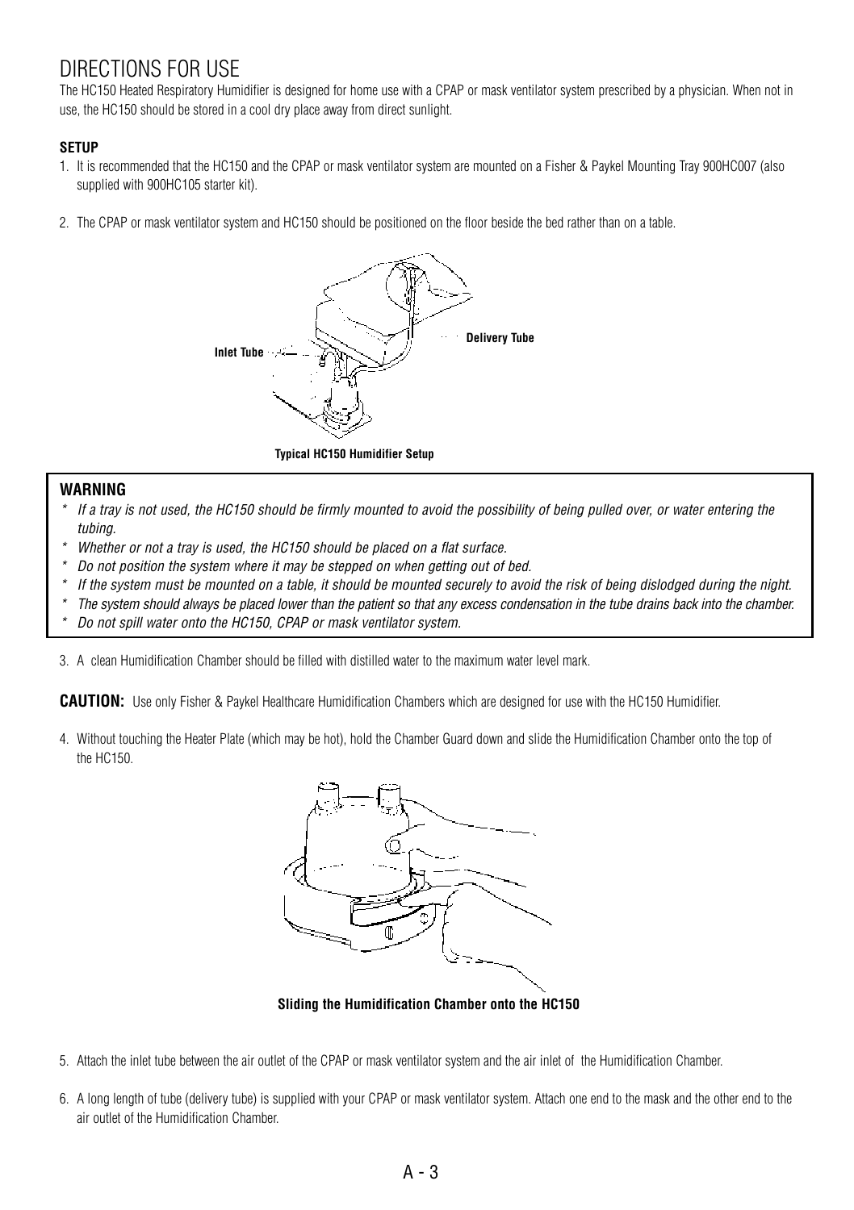# DIRECTIONS FOR USE

The HC150 Heated Respiratory Humidifier is designed for home use with a CPAP or mask ventilator system prescribed by a physician. When not in use, the HC150 should be stored in a cool dry place away from direct sunlight.

**SETUP**

1. It is recommended that the HC150 and the CPAP or mask ventilator system are mounted on a Fisher & Paykel Mounting Tray 900HC007 (also supplied with 900HC105 starter kit).

2. The CPAP or mask ventilator system and HC150 should be positioned on the floor beside the bed rather than on a table.

Inlet Tube

Delivery Tube

**Typical HC150 Humidifier Setup**

**WARNING**

- *If a tray is not used, the HC150 should be firmly mounted to avoid the possibility of being pulled over, or water entering the tubing.*
- *Whether or not a tray is used, the HC150 should be placed on a flat surface.*
- *Do not position the system where it may be stepped on when getting out of bed.*
- *If the system must be mounted on a table, it should be mounted securely to avoid the risk of being dislodged during the night.*
- *The system should always be placed lower than the patient so that any excess condensation in the tube drains back into the chamber.*
- *Do not spill water onto the HC150, CPAP or mask ventilator system.*

3. A clean Humidification Chamber should be filled with distilled water to the maximum water level mark.

**CAUTION:** Use only Fisher & Paykel Healthcare Humidification Chambers which are designed for use with the HC150 Humidifier.

4. Without touching the Heater Plate (which may be hot), hold the Chamber Guard down and slide the Humidification Chamber onto the top of the HC150.

**Sliding the Humidification Chamber onto the HC150**

5. Attach the inlet tube between the air outlet of the CPAP or mask ventilator system and the air inlet of the Humidification Chamber.

6. A long length of tube (delivery tube) is supplied with your CPAP or mask ventilator system. Attach one end to the mask and the other end to the air outlet of the Humidification Chamber.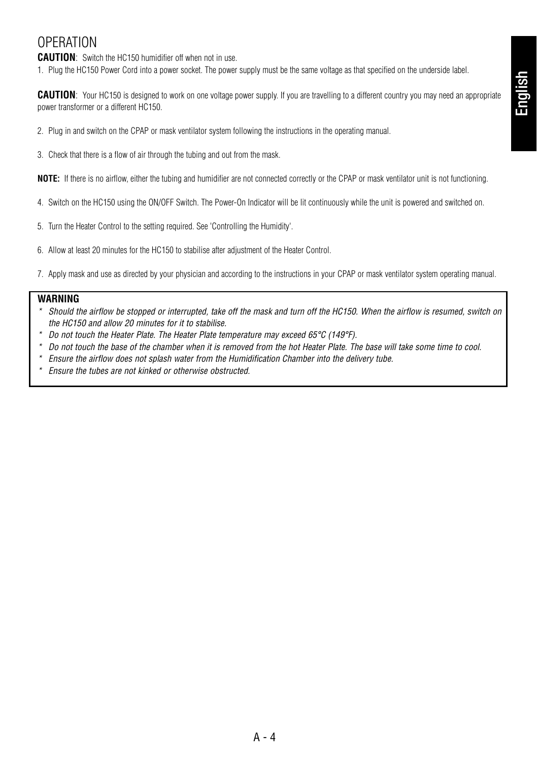# OPERATION

**CAUTION**: Switch the HC150 humidifier off when not in use.

1. Plug the HC150 Power Cord into a power socket. The power supply must be the same voltage as that specified on the underside label.

**CAUTION**: Your HC150 is designed to work on one voltage power supply. If you are travelling to a different country you may need an appropriate power transformer or a different HC150.

2. Plug in and switch on the CPAP or mask ventilator system following the instructions in the operating manual.

3. Check that there is a flow of air through the tubing and out from the mask.

**NOTE:** If there is no airflow, either the tubing and humidifier are not connected correctly or the CPAP or mask ventilator unit is not functioning.

4. Switch on the HC150 using the ON/OFF Switch. The Power-On Indicator will be lit continuously while the unit is powered and switched on.

5. Turn the Heater Control to the setting required. See 'Controlling the Humidity'.

6. Allow at least 20 minutes for the HC150 to stabilise after adjustment of the Heater Control.

7. Apply mask and use as directed by your physician and according to the instructions in your CPAP or mask ventilator system operating manual.

**WARNING**

- *Should the airflow be stopped or interrupted, take off the mask and turn off the HC150. When the airflow is resumed, switch on the HC150 and allow 20 minutes for it to stabilise.*
- *Do not touch the Heater Plate. The Heater Plate temperature may exceed 65°C (149°F).*
- *Do not touch the base of the chamber when it is removed from the hot Heater Plate. The base will take some time to cool.*
- *Ensure the airflow does not splash water from the Humidification Chamber into the delivery tube.*
- *Ensure the tubes are not kinked or otherwise obstructed.*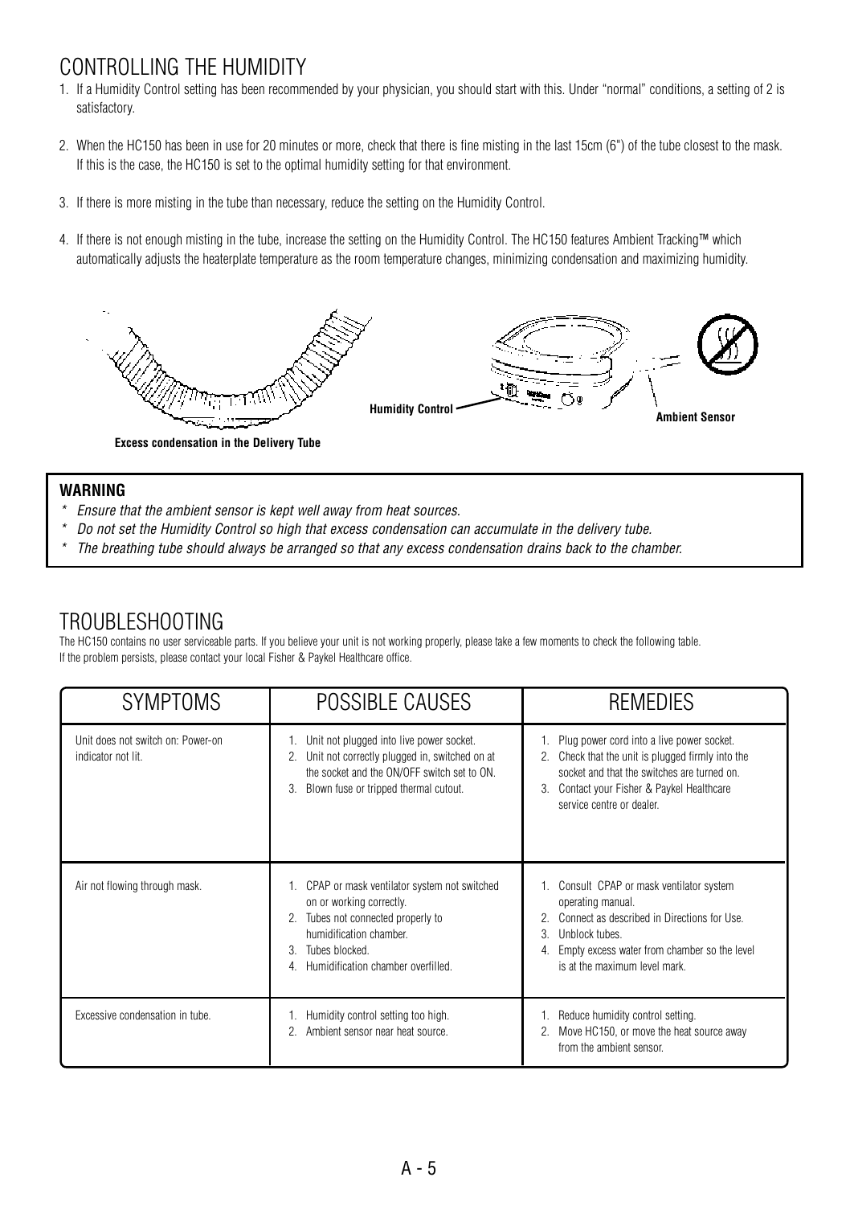# CONTROLLING THE HUMIDITY

1. If a Humidity Control setting has been recommended by your physician, you should start with this. Under "normal" conditions, a setting of 2 is satisfactory.

2. When the HC150 has been in use for 20 minutes or more, check that there is fine misting in the last 15cm (6") of the tube closest to the mask. If this is the case, the HC150 is set to the optimal humidity setting for that environment.

3. If there is more misting in the tube than necessary, reduce the setting on the Humidity Control.

4. If there is not enough misting in the tube, increase the setting on the Humidity Control. The HC150 features Ambient Tracking™ which automatically adjusts the heaterplate temperature as the room temperature changes, minimizing condensation and maximizing humidity.

**Excess condensation in the Delivery Tube**

**Humidity Control**

**Ambient Sensor**

**WARNING**

- *Ensure that the ambient sensor is kept well away from heat sources.*
- *Do not set the Humidity Control so high that excess condensation can accumulate in the delivery tube.*
- *The breathing tube should always be arranged so that any excess condensation drains back to the chamber.*

# TROUBLESHOOTING

The HC150 contains no user serviceable parts. If you believe your unit is not working properly, please take a few moments to check the following table. If the problem persists, please contact your local Fisher & Paykel Healthcare office.

| SYMPTOMS | POSSIBLE CAUSES | REMEDIES |
|---|---|---|
| Unit does not switch on: Power-on indicator not lit. | 1. Unit not plugged into live power socket.<br>2. Unit not correctly plugged in, switched on at the socket and the ON/OFF switch set to ON.<br>3. Blown fuse or tripped thermal cutout. | 1. Plug power cord into a live power socket.<br>2. Check that the unit is plugged firmly into the socket and that the switches are turned on.<br>3. Contact your Fisher & Paykel Healthcare service centre or dealer. |
| Air not flowing through mask. | 1. CPAP or mask ventilator system not switched on or working correctly.<br>2. Tubes not connected properly to humidification chamber.<br>3. Tubes blocked.<br>4. Humidification chamber overfilled. | 1. Consult CPAP or mask ventilator system operating manual.<br>2. Connect as described in Directions for Use.<br>3. Unblock tubes.<br>4. Empty excess water from chamber so the level is at the maximum level mark. |
| Excessive condensation in tube. | 1. Humidity control setting too high.<br>2. Ambient sensor near heat source. | 1. Reduce humidity control setting.<br>2. Move HC150, or move the heat source away from the ambient sensor. |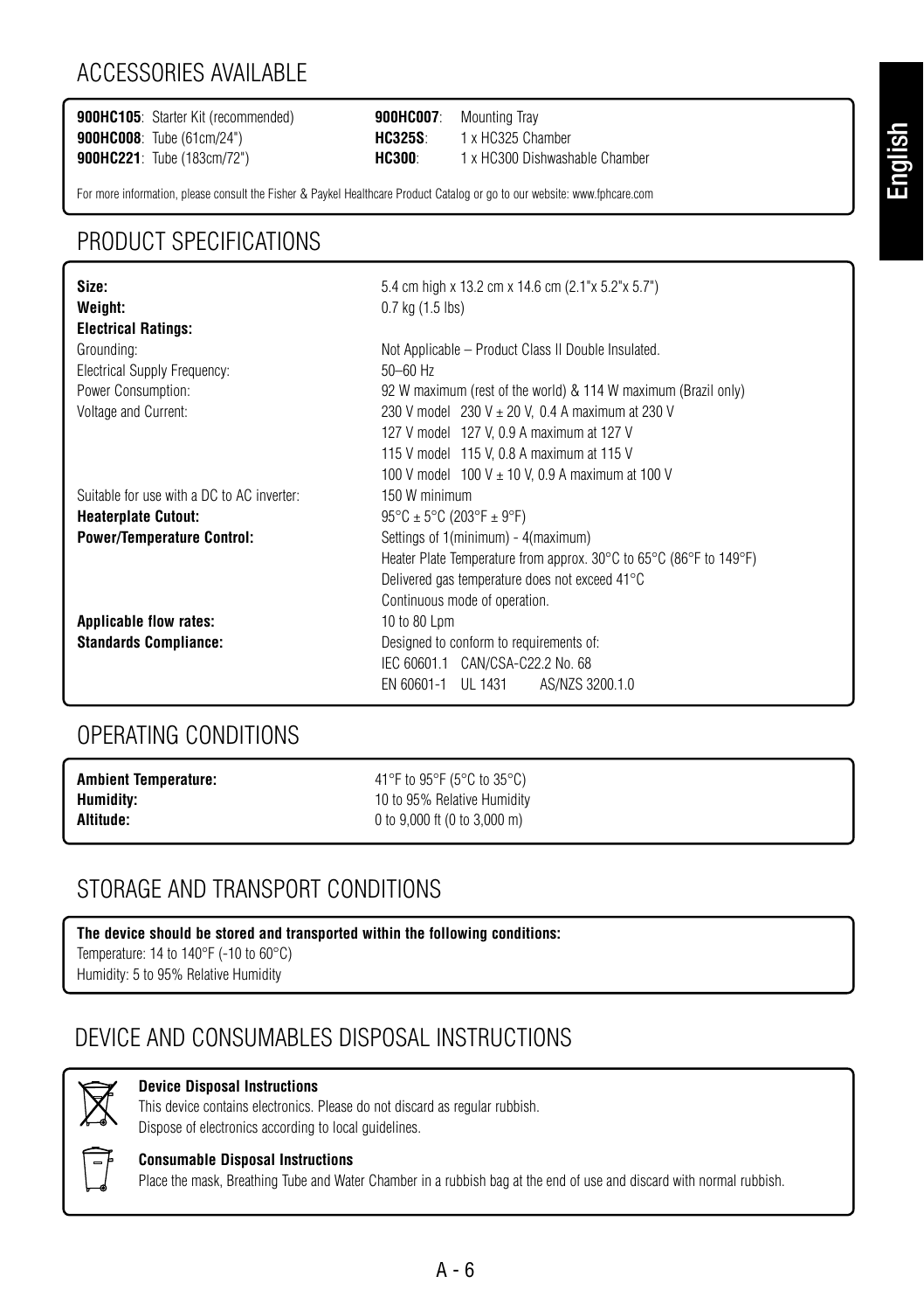## ACCESSORIES AVAILABLE

**900HC105**: Starter Kit (recommended)
**900HC008**: Tube (61cm/24")
**900HC221**: Tube (183cm/72")
**900HC007**: Mounting Tray
**HC325S**: 1 x HC325 Chamber
**HC300**: 1 x HC300 Dishwashable Chamber

For more information, please consult the Fisher & Paykel Healthcare Product Catalog or go to our website: www.fphcare.com

## PRODUCT SPECIFICATIONS

| | |
|---|---|
| **Size:** | 5.4 cm high x 13.2 cm x 14.6 cm (2.1"x 5.2"x 5.7") |
| **Weight:** | 0.7 kg (1.5 lbs) |
| **Electrical Ratings:** | |
| Grounding: | Not Applicable – Product Class II Double Insulated. |
| Electrical Supply Frequency: | 50–60 Hz |
| Power Consumption: | 92 W maximum (rest of the world) & 114 W maximum (Brazil only) |
| Voltage and Current: | 230 V model 230 V ± 20 V, 0.4 A maximum at 230 V |
| | 127 V model 127 V, 0.9 A maximum at 127 V |
| | 115 V model 115 V, 0.8 A maximum at 115 V |
| | 100 V model 100 V ± 10 V, 0.9 A maximum at 100 V |
| Suitable for use with a DC to AC inverter: | 150 W minimum |
| **Heaterplate Cutout:** | 95°C ± 5°C (203°F ± 9°F) |
| **Power/Temperature Control:** | Settings of 1(minimum) - 4(maximum) |
| | Heater Plate Temperature from approx. 30°C to 65°C (86°F to 149°F) |
| | Delivered gas temperature does not exceed 41°C |
| | Continuous mode of operation. |
| **Applicable flow rates:** | 10 to 80 Lpm |
| **Standards Compliance:** | Designed to conform to requirements of: |
| | IEC 60601.1 CAN/CSA-C22.2 No. 68 |
| | EN 60601-1 UL 1431 AS/NZS 3200.1.0 |

## OPERATING CONDITIONS

| | |
|---|---|
| **Ambient Temperature:** | 41°F to 95°F (5°C to 35°C) |
| **Humidity:** | 10 to 95% Relative Humidity |
| **Altitude:** | 0 to 9,000 ft (0 to 3,000 m) |

## STORAGE AND TRANSPORT CONDITIONS

**The device should be stored and transported within the following conditions:**
Temperature: 14 to 140°F (-10 to 60°C)
Humidity: 5 to 95% Relative Humidity

## DEVICE AND CONSUMABLES DISPOSAL INSTRUCTIONS

**Device Disposal Instructions**
This device contains electronics. Please do not discard as regular rubbish.
Dispose of electronics according to local guidelines.

**Consumable Disposal Instructions**
Place the mask, Breathing Tube and Water Chamber in a rubbish bag at the end of use and discard with normal rubbish.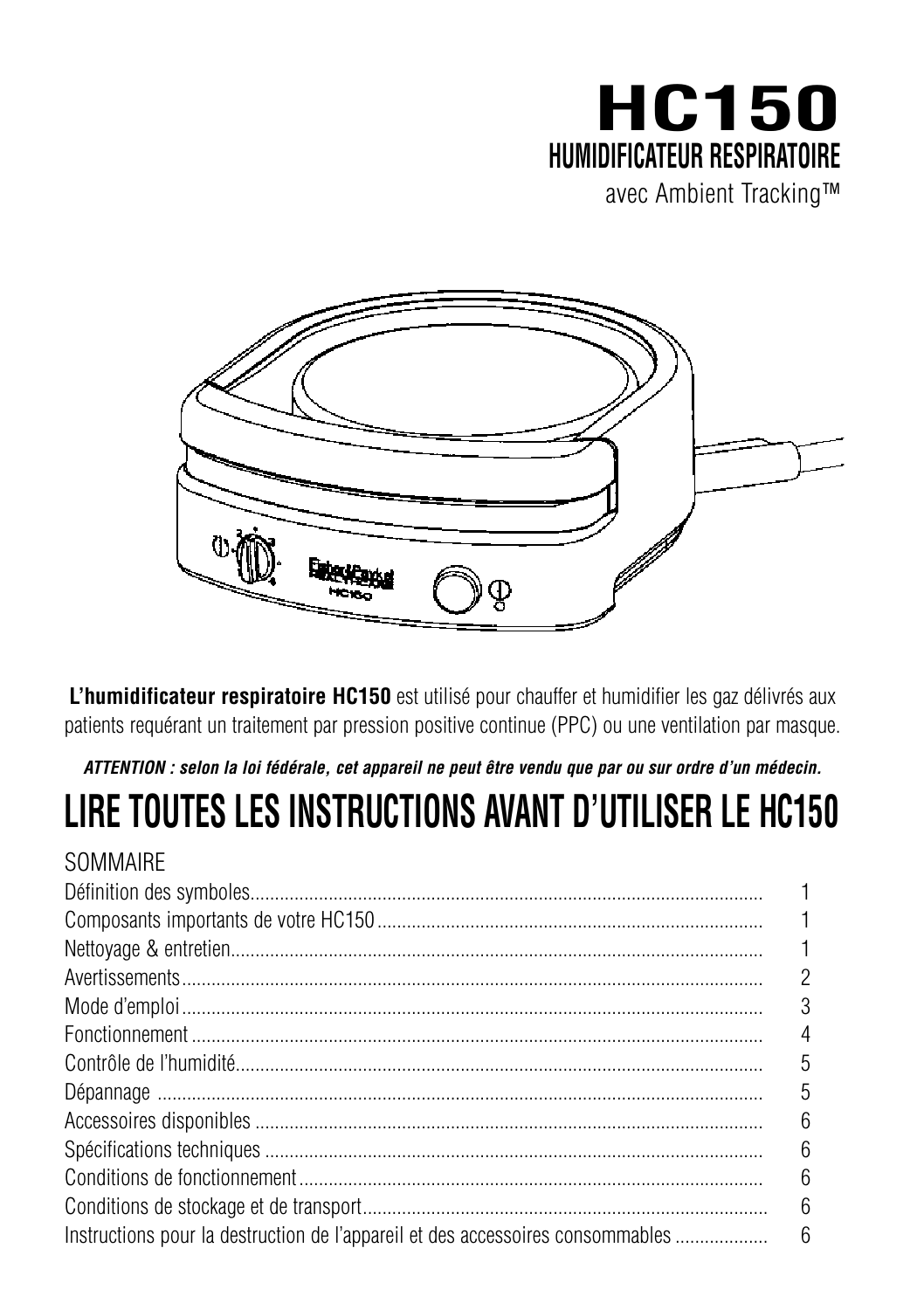# HC150

## HUMIDIFICATEUR RESPIRATOIRE

avec Ambient Tracking™

**L'humidificateur respiratoire HC150** est utilisé pour chauffer et humidifier les gaz délivrés aux patients requérant un traitement par pression positive continue (PPC) ou une ventilation par masque.

***ATTENTION : selon la loi fédérale, cet appareil ne peut être vendu que par ou sur ordre d'un médecin.***

# LIRE TOUTES LES INSTRUCTIONS AVANT D'UTILISER LE HC150

## SOMMAIRE

| | |
|---|---|
| Définition des symboles | 1 |
| Composants importants de votre HC150 | 1 |
| Nettoyage & entretien | 1 |
| Avertissements | 2 |
| Mode d'emploi | 3 |
| Fonctionnement | 4 |
| Contrôle de l'humidité | 5 |
| Dépannage | 5 |
| Accessoires disponibles | 6 |
| Spécifications techniques | 6 |
| Conditions de fonctionnement | 6 |
| Conditions de stockage et de transport | 6 |
| Instructions pour la destruction de l'appareil et des accessoires consommables | 6 |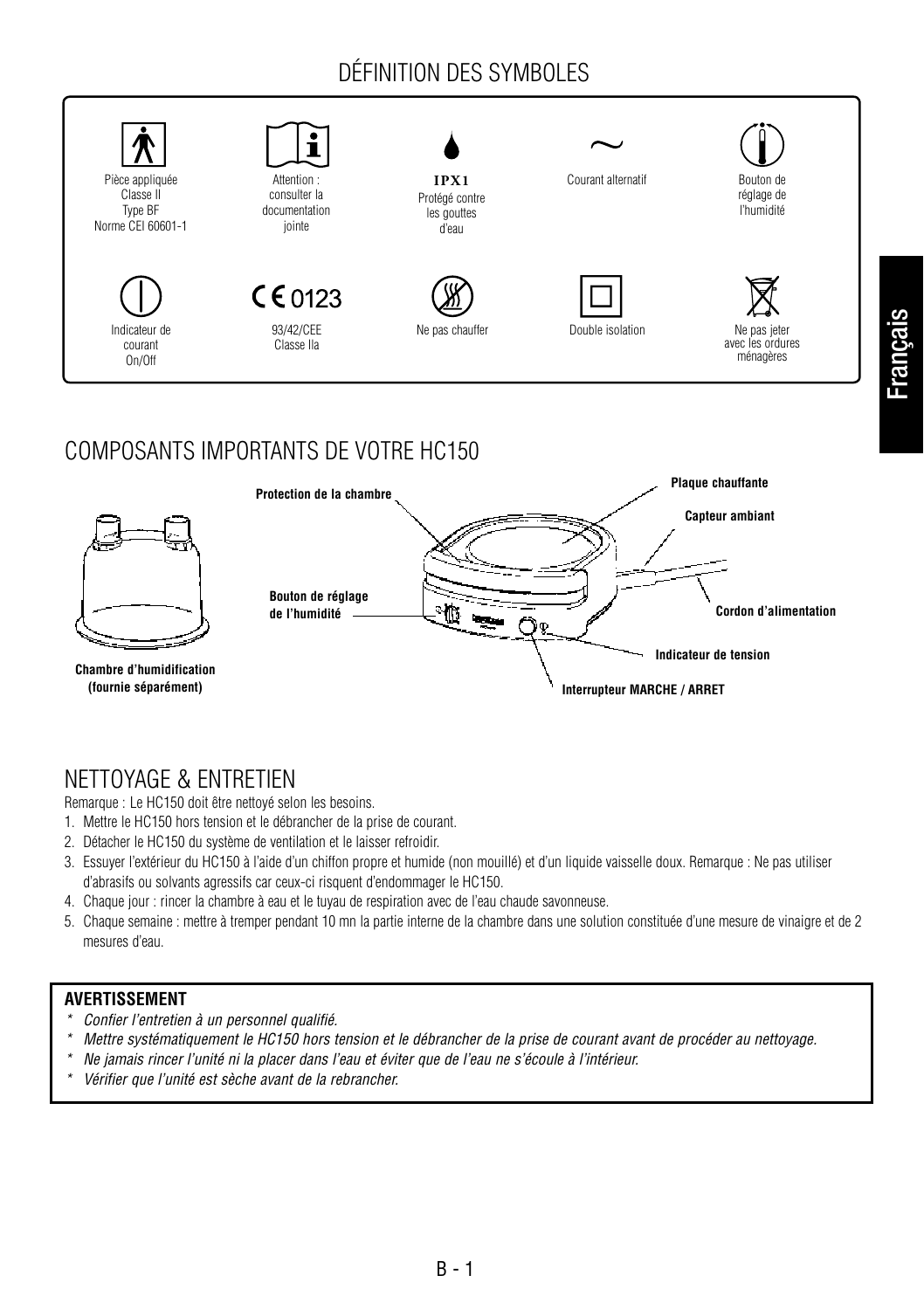# DÉFINITION DES SYMBOLES

| | | | | |
|---|---|---|---|---|
| Pièce appliquée Classe II Type BF Norme CEI 60601-1 | Attention : consulter la documentation jointe | IPX1 Protégé contre les gouttes d'eau | Courant alternatif | Bouton de réglage de l'humidité |
| Indicateur de courant On/Off | CE 0123 93/42/CEE Classe IIa | Ne pas chauffer | Double isolation | Ne pas jeter avec les ordures ménagères |

# COMPOSANTS IMPORTANTS DE VOTRE HC150

- **Chambre d'humidification (fournie séparément)**
- **Protection de la chambre**
- **Plaque chauffante**
- **Capteur ambiant**
- **Bouton de réglage de l'humidité**
- **Cordon d'alimentation**
- **Indicateur de tension**
- **Interrupteur MARCHE / ARRET**

# NETTOYAGE & ENTRETIEN

Remarque : Le HC150 doit être nettoyé selon les besoins.

1. Mettre le HC150 hors tension et le débrancher de la prise de courant.
2. Détacher le HC150 du système de ventilation et le laisser refroidir.
3. Essuyer l'extérieur du HC150 à l'aide d'un chiffon propre et humide (non mouillé) et d'un liquide vaisselle doux. Remarque : Ne pas utiliser d'abrasifs ou solvants agressifs car ceux-ci risquent d'endommager le HC150.
4. Chaque jour : rincer la chambre à eau et le tuyau de respiration avec de l'eau chaude savonneuse.
5. Chaque semaine : mettre à tremper pendant 10 mn la partie interne de la chambre dans une solution constituée d'une mesure de vinaigre et de 2 mesures d'eau.

**AVERTISSEMENT**

* *Confier l'entretien à un personnel qualifié.*
* *Mettre systématiquement le HC150 hors tension et le débrancher de la prise de courant avant de procéder au nettoyage.*
* *Ne jamais rincer l'unité ni la placer dans l'eau et éviter que de l'eau ne s'écoule à l'intérieur.*
* *Vérifier que l'unité est sèche avant de la rebrancher.*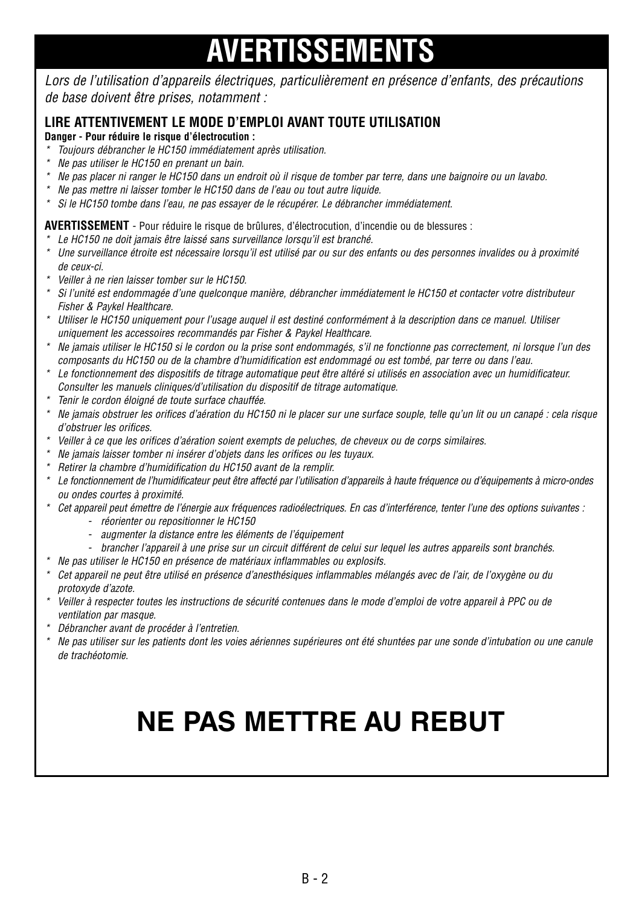# AVERTISSEMENTS

*Lors de l'utilisation d'appareils électriques, particulièrement en présence d'enfants, des précautions de base doivent être prises, notamment :*

## LIRE ATTENTIVEMENT LE MODE D'EMPLOI AVANT TOUTE UTILISATION

**Danger - Pour réduire le risque d'électrocution :**

- *Toujours débrancher le HC150 immédiatement après utilisation.*
- *Ne pas utiliser le HC150 en prenant un bain.*
- *Ne pas placer ni ranger le HC150 dans un endroit où il risque de tomber par terre, dans une baignoire ou un lavabo.*
- *Ne pas mettre ni laisser tomber le HC150 dans de l'eau ou tout autre liquide.*
- *Si le HC150 tombe dans l'eau, ne pas essayer de le récupérer. Le débrancher immédiatement.*

**AVERTISSEMENT** - Pour réduire le risque de brûlures, d'électrocution, d'incendie ou de blessures :

- *Le HC150 ne doit jamais être laissé sans surveillance lorsqu'il est branché.*
- *Une surveillance étroite est nécessaire lorsqu'il est utilisé par ou sur des enfants ou des personnes invalides ou à proximité de ceux-ci.*
- *Veiller à ne rien laisser tomber sur le HC150.*
- *Si l'unité est endommagée d'une quelconque manière, débrancher immédiatement le HC150 et contacter votre distributeur Fisher & Paykel Healthcare.*
- *Utiliser le HC150 uniquement pour l'usage auquel il est destiné conformément à la description dans ce manuel. Utiliser uniquement les accessoires recommandés par Fisher & Paykel Healthcare.*
- *Ne jamais utiliser le HC150 si le cordon ou la prise sont endommagés, s'il ne fonctionne pas correctement, ni lorsque l'un des composants du HC150 ou de la chambre d'humidification est endommagé ou est tombé, par terre ou dans l'eau.*
- *Le fonctionnement des dispositifs de titrage automatique peut être altéré si utilisés en association avec un humidificateur. Consulter les manuels cliniques/d'utilisation du dispositif de titrage automatique.*
- *Tenir le cordon éloigné de toute surface chauffée.*
- *Ne jamais obstruer les orifices d'aération du HC150 ni le placer sur une surface souple, telle qu'un lit ou un canapé : cela risque d'obstruer les orifices.*
- *Veiller à ce que les orifices d'aération soient exempts de peluches, de cheveux ou de corps similaires.*
- *Ne jamais laisser tomber ni insérer d'objets dans les orifices ou les tuyaux.*
- *Retirer la chambre d'humidification du HC150 avant de la remplir.*
- *Le fonctionnement de l'humidificateur peut être affecté par l'utilisation d'appareils à haute fréquence ou d'équipements à micro-ondes ou ondes courtes à proximité.*
- *Cet appareil peut émettre de l'énergie aux fréquences radioélectriques. En cas d'interférence, tenter l'une des options suivantes :*
  - *réorienter ou repositionner le HC150*
  - *augmenter la distance entre les éléments de l'équipement*
  - *brancher l'appareil à une prise sur un circuit différent de celui sur lequel les autres appareils sont branchés.*
- *Ne pas utiliser le HC150 en présence de matériaux inflammables ou explosifs.*
- *Cet appareil ne peut être utilisé en présence d'anesthésiques inflammables mélangés avec de l'air, de l'oxygène ou du protoxyde d'azote.*
- *Veiller à respecter toutes les instructions de sécurité contenues dans le mode d'emploi de votre appareil à PPC ou de ventilation par masque.*
- *Débrancher avant de procéder à l'entretien.*
- *Ne pas utiliser sur les patients dont les voies aériennes supérieures ont été shuntées par une sonde d'intubation ou une canule de trachéotomie.*

# NE PAS METTRE AU REBUT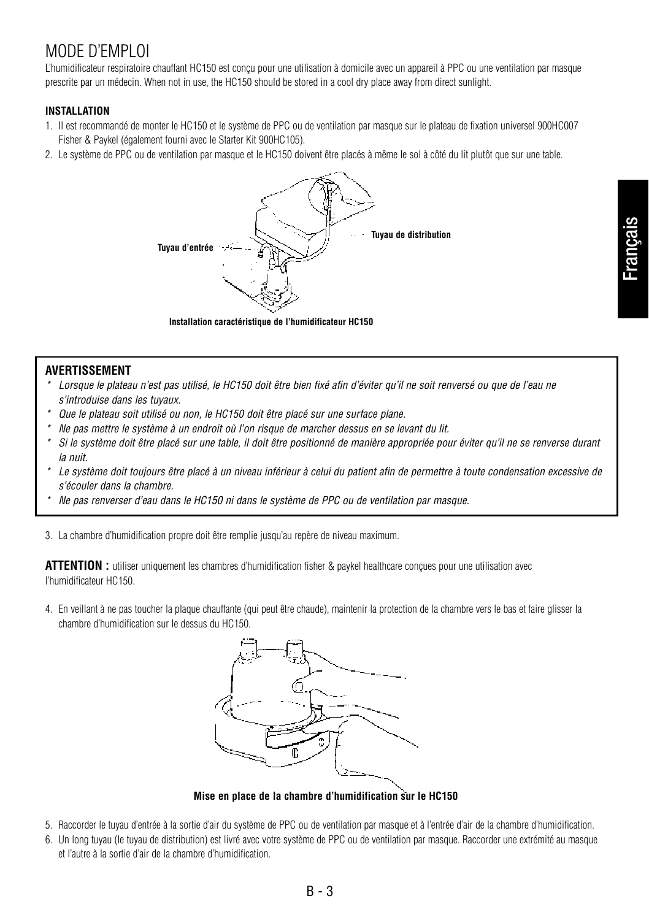# MODE D'EMPLOI

L'humidificateur respiratoire chauffant HC150 est conçu pour une utilisation à domicile avec un appareil à PPC ou une ventilation par masque prescrite par un médecin. When not in use, the HC150 should be stored in a cool dry place away from direct sunlight.

### INSTALLATION

1. Il est recommandé de monter le HC150 et le système de PPC ou de ventilation par masque sur le plateau de fixation universel 900HC007 Fisher & Paykel (également fourni avec le Starter Kit 900HC105).
2. Le système de PPC ou de ventilation par masque et le HC150 doivent être placés à même le sol à côté du lit plutôt que sur une table.

Tuyau d'entrée

Tuyau de distribution

**Installation caractéristique de l'humidificateur HC150**

> **AVERTISSEMENT**
> * *Lorsque le plateau n'est pas utilisé, le HC150 doit être bien fixé afin d'éviter qu'il ne soit renversé ou que de l'eau ne s'introduise dans les tuyaux.*
> * *Que le plateau soit utilisé ou non, le HC150 doit être placé sur une surface plane.*
> * *Ne pas mettre le système à un endroit où l'on risque de marcher dessus en se levant du lit.*
> * *Si le système doit être placé sur une table, il doit être positionné de manière appropriée pour éviter qu'il ne se renverse durant la nuit.*
> * *Le système doit toujours être placé à un niveau inférieur à celui du patient afin de permettre à toute condensation excessive de s'écouler dans la chambre.*
> * *Ne pas renverser d'eau dans le HC150 ni dans le système de PPC ou de ventilation par masque.*

3. La chambre d'humidification propre doit être remplie jusqu'au repère de niveau maximum.

**ATTENTION :** utiliser uniquement les chambres d'humidification fisher & paykel healthcare conçues pour une utilisation avec l'humidificateur HC150.

4. En veillant à ne pas toucher la plaque chauffante (qui peut être chaude), maintenir la protection de la chambre vers le bas et faire glisser la chambre d'humidification sur le dessus du HC150.

**Mise en place de la chambre d'humidification sur le HC150**

5. Raccorder le tuyau d'entrée à la sortie d'air du système de PPC ou de ventilation par masque et à l'entrée d'air de la chambre d'humidification.
6. Un long tuyau (le tuyau de distribution) est livré avec votre système de PPC ou de ventilation par masque. Raccorder une extrémité au masque et l'autre à la sortie d'air de la chambre d'humidification.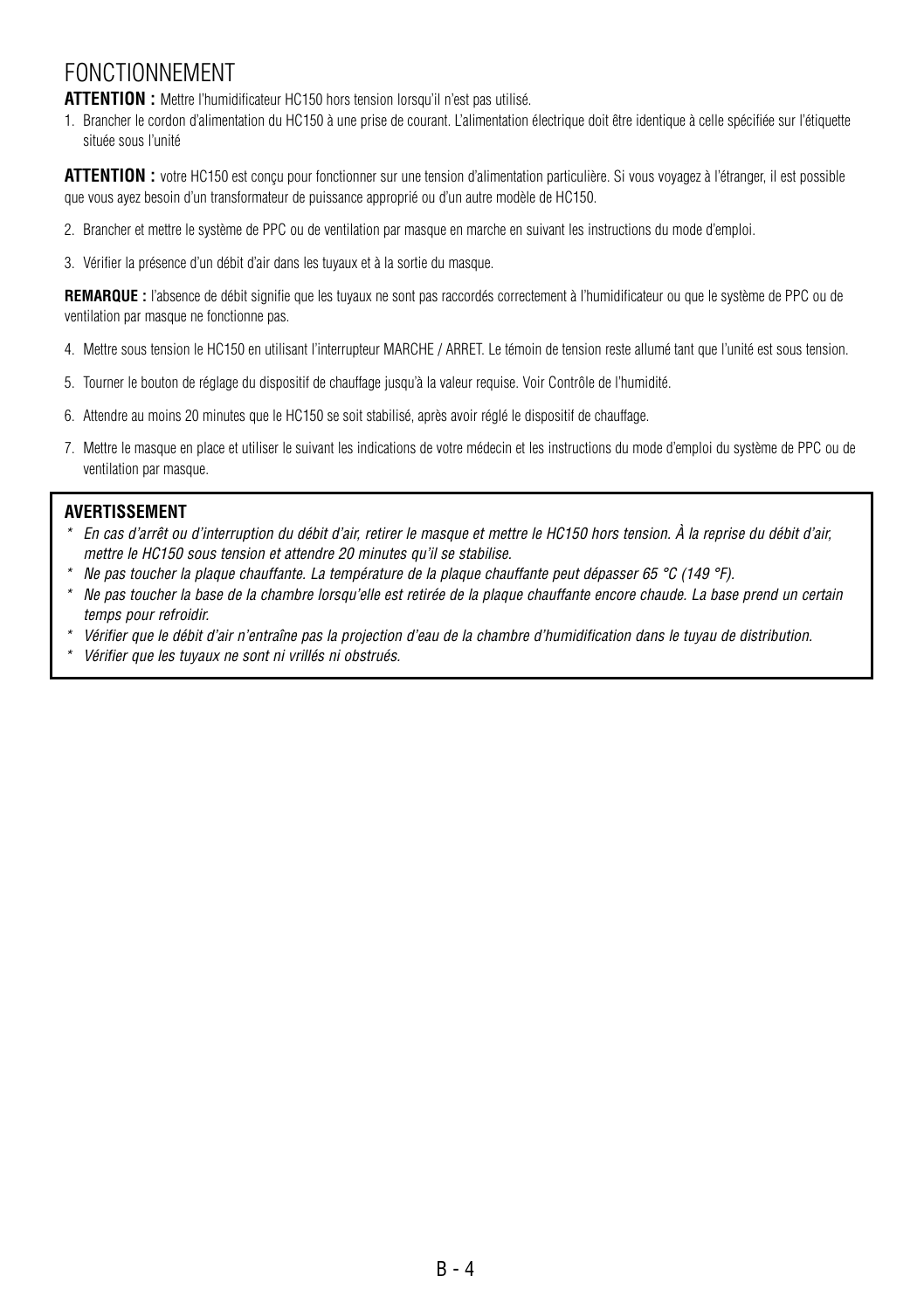# FONCTIONNEMENT

**ATTENTION :** Mettre l'humidificateur HC150 hors tension lorsqu'il n'est pas utilisé.

1. Brancher le cordon d'alimentation du HC150 à une prise de courant. L'alimentation électrique doit être identique à celle spécifiée sur l'étiquette située sous l'unité

**ATTENTION :** votre HC150 est conçu pour fonctionner sur une tension d'alimentation particulière. Si vous voyagez à l'étranger, il est possible que vous ayez besoin d'un transformateur de puissance approprié ou d'un autre modèle de HC150.

2. Brancher et mettre le système de PPC ou de ventilation par masque en marche en suivant les instructions du mode d'emploi.

3. Vérifier la présence d'un débit d'air dans les tuyaux et à la sortie du masque.

**REMARQUE :** l'absence de débit signifie que les tuyaux ne sont pas raccordés correctement à l'humidificateur ou que le système de PPC ou de ventilation par masque ne fonctionne pas.

4. Mettre sous tension le HC150 en utilisant l'interrupteur MARCHE / ARRET. Le témoin de tension reste allumé tant que l'unité est sous tension.

5. Tourner le bouton de réglage du dispositif de chauffage jusqu'à la valeur requise. Voir Contrôle de l'humidité.

6. Attendre au moins 20 minutes que le HC150 se soit stabilisé, après avoir réglé le dispositif de chauffage.

7. Mettre le masque en place et utiliser le suivant les indications de votre médecin et les instructions du mode d'emploi du système de PPC ou de ventilation par masque.

**AVERTISSEMENT**

* *En cas d'arrêt ou d'interruption du débit d'air, retirer le masque et mettre le HC150 hors tension. À la reprise du débit d'air, mettre le HC150 sous tension et attendre 20 minutes qu'il se stabilise.*
* *Ne pas toucher la plaque chauffante. La température de la plaque chauffante peut dépasser 65 °C (149 °F).*
* *Ne pas toucher la base de la chambre lorsqu'elle est retirée de la plaque chauffante encore chaude. La base prend un certain temps pour refroidir.*
* *Vérifier que le débit d'air n'entraîne pas la projection d'eau de la chambre d'humidification dans le tuyau de distribution.*
* *Vérifier que les tuyaux ne sont ni vrillés ni obstrués.*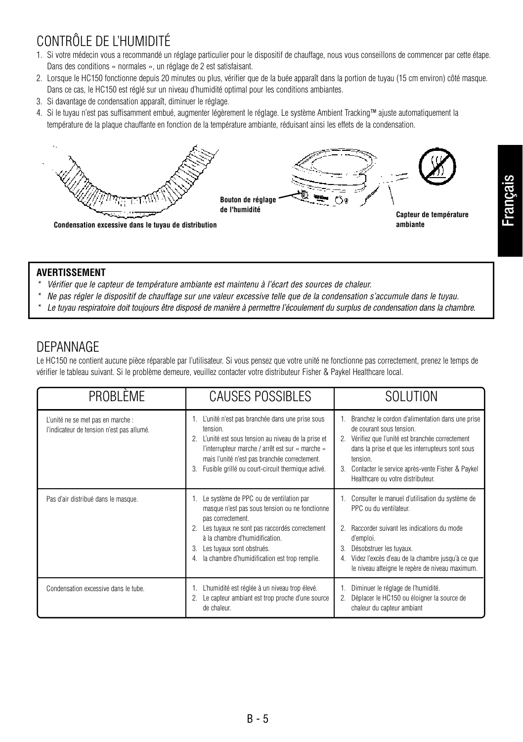## CONTRÔLE DE L'HUMIDITÉ

1. Si votre médecin vous a recommandé un réglage particulier pour le dispositif de chauffage, nous vous conseillons de commencer par cette étape. Dans des conditions « normales », un réglage de 2 est satisfaisant.
2. Lorsque le HC150 fonctionne depuis 20 minutes ou plus, vérifier que de la buée apparaît dans la portion de tuyau (15 cm environ) côté masque. Dans ce cas, le HC150 est réglé sur un niveau d'humidité optimal pour les conditions ambiantes.
3. Si davantage de condensation apparaît, diminuer le réglage.
4. Si le tuyau n'est pas suffisamment embué, augmenter légèrement le réglage. Le système Ambient Tracking™ ajuste automatiquement la température de la plaque chauffante en fonction de la température ambiante, réduisant ainsi les effets de la condensation.

**Condensation excessive dans le tuyau de distribution**

**Bouton de réglage de l'humidité**

**Capteur de température ambiante**

**AVERTISSEMENT**

- *Vérifier que le capteur de température ambiante est maintenu à l'écart des sources de chaleur.*
- *Ne pas régler le dispositif de chauffage sur une valeur excessive telle que de la condensation s'accumule dans le tuyau.*
- *Le tuyau respiratoire doit toujours être disposé de manière à permettre l'écoulement du surplus de condensation dans la chambre.*

## DEPANNAGE

Le HC150 ne contient aucune pièce réparable par l'utilisateur. Si vous pensez que votre unité ne fonctionne pas correctement, prenez le temps de vérifier le tableau suivant. Si le problème demeure, veuillez contacter votre distributeur Fisher & Paykel Healthcare local.

| PROBLÈME | CAUSES POSSIBLES | SOLUTION |
|---|---|---|
| L'unité ne se met pas en marche : l'indicateur de tension n'est pas allumé. | 1. L'unité n'est pas branchée dans une prise sous tension.<br>2. L'unité est sous tension au niveau de la prise et l'interrupteur marche / arrêt est sur « marche » mais l'unité n'est pas branchée correctement.<br>3. Fusible grillé ou court-circuit thermique activé. | 1. Branchez le cordon d'alimentation dans une prise de courant sous tension.<br>2. Vérifiez que l'unité est branchée correctement dans la prise et que les interrupteurs sont sous tension.<br>3. Contacter le service après-vente Fisher & Paykel Healthcare ou votre distributeur. |
| Pas d'air distribué dans le masque. | 1. Le système de PPC ou de ventilation par masque n'est pas sous tension ou ne fonctionne pas correctement.<br>2. Les tuyaux ne sont pas raccordés correctement à la chambre d'humidification.<br>3. Les tuyaux sont obstrués.<br>4. la chambre d'humidification est trop remplie. | 1. Consulter le manuel d'utilisation du système de PPC ou du ventilateur.<br>2. Raccorder suivant les indications du mode d'emploi.<br>3. Désobstruer les tuyaux.<br>4. Videz l'excès d'eau de la chambre jusqu'à ce que le niveau atteigne le repère de niveau maximum. |
| Condensation excessive dans le tube. | 1. L'humidité est réglée à un niveau trop élevé.<br>2. Le capteur ambiant est trop proche d'une source de chaleur. | 1. Diminuer le réglage de l'humidité.<br>2. Déplacer le HC150 ou éloigner la source de chaleur du capteur ambiant |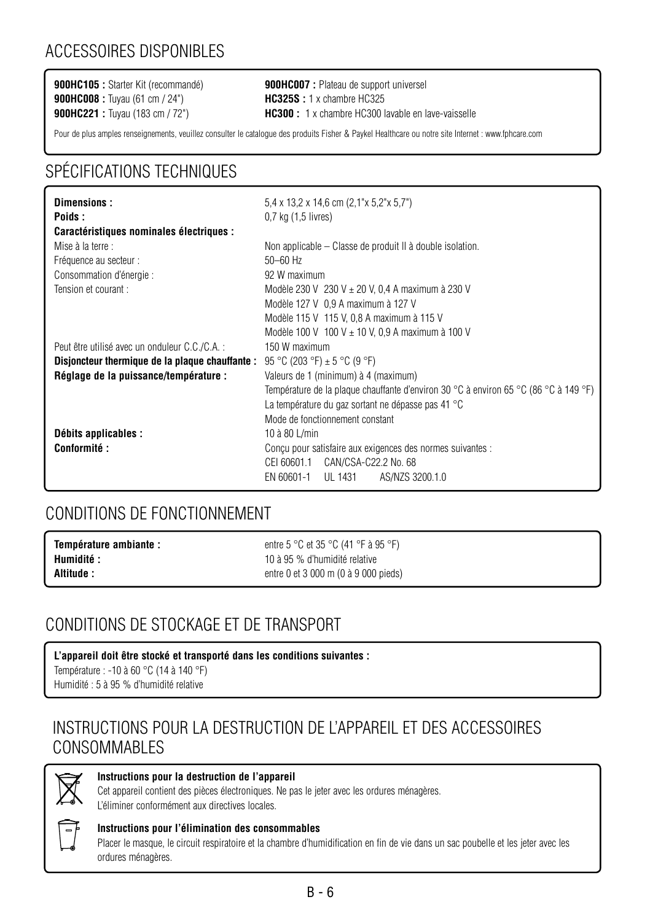## ACCESSOIRES DISPONIBLES

**900HC105 :** Starter Kit (recommandé)
**900HC008 :** Tuyau (61 cm / 24")
**900HC221 :** Tuyau (183 cm / 72")
**900HC007 :** Plateau de support universel
**HC325S :** 1 x chambre HC325
**HC300 :** 1 x chambre HC300 lavable en lave-vaisselle

Pour de plus amples renseignements, veuillez consulter le catalogue des produits Fisher & Paykel Healthcare ou notre site Internet : www.fphcare.com

## SPÉCIFICATIONS TECHNIQUES

| | |
|---|---|
| **Dimensions :** | 5,4 x 13,2 x 14,6 cm (2,1"x 5,2"x 5,7") |
| **Poids :** | 0,7 kg (1,5 livres) |
| **Caractéristiques nominales électriques :** | |
| Mise à la terre : | Non applicable – Classe de produit II à double isolation. |
| Fréquence au secteur : | 50–60 Hz |
| Consommation d'énergie : | 92 W maximum |
| Tension et courant : | Modèle 230 V 230 V ± 20 V, 0,4 A maximum à 230 V |
| | Modèle 127 V 0,9 A maximum à 127 V |
| | Modèle 115 V 115 V, 0,8 A maximum à 115 V |
| | Modèle 100 V 100 V ± 10 V, 0,9 A maximum à 100 V |
| Peut être utilisé avec un onduleur C.C./C.A. : | 150 W maximum |
| **Disjoncteur thermique de la plaque chauffante :** | 95 °C (203 °F) ± 5 °C (9 °F) |
| **Réglage de la puissance/température :** | Valeurs de 1 (minimum) à 4 (maximum) |
| | Température de la plaque chauffante d'environ 30 °C à environ 65 °C (86 °C à 149 °F) |
| | La température du gaz sortant ne dépasse pas 41 °C |
| | Mode de fonctionnement constant |
| **Débits applicables :** | 10 à 80 L/min |
| **Conformité :** | Conçu pour satisfaire aux exigences des normes suivantes : |
| | CEI 60601.1 CAN/CSA-C22.2 No. 68 |
| | EN 60601-1 UL 1431 AS/NZS 3200.1.0 |

## CONDITIONS DE FONCTIONNEMENT

| | |
|---|---|
| **Température ambiante :** | entre 5 °C et 35 °C (41 °F à 95 °F) |
| **Humidité :** | 10 à 95 % d'humidité relative |
| **Altitude :** | entre 0 et 3 000 m (0 à 9 000 pieds) |

## CONDITIONS DE STOCKAGE ET DE TRANSPORT

**L'appareil doit être stocké et transporté dans les conditions suivantes :**
Température : -10 à 60 °C (14 à 140 °F)
Humidité : 5 à 95 % d'humidité relative

## INSTRUCTIONS POUR LA DESTRUCTION DE L'APPAREIL ET DES ACCESSOIRES CONSOMMABLES

**Instructions pour la destruction de l'appareil**
Cet appareil contient des pièces électroniques. Ne pas le jeter avec les ordures ménagères.
L'éliminer conformément aux directives locales.

**Instructions pour l'élimination des consommables**
Placer le masque, le circuit respiratoire et la chambre d'humidification en fin de vie dans un sac poubelle et les jeter avec les ordures ménagères.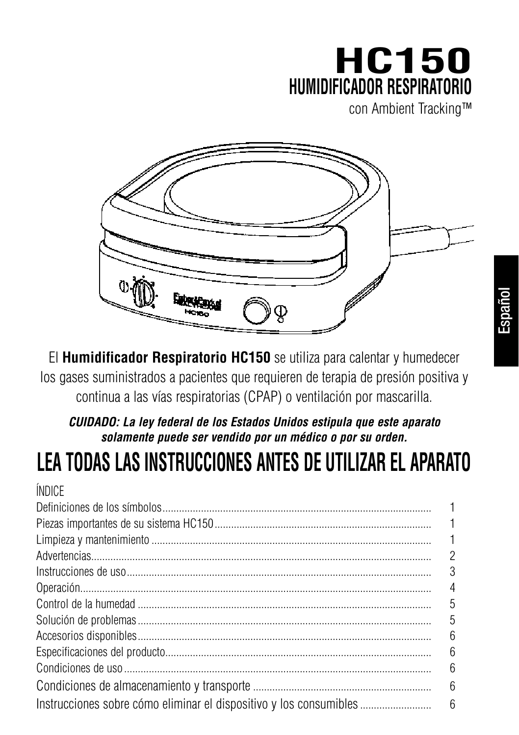# HC150

## HUMIDIFICADOR RESPIRATORIO

con Ambient Tracking™

Español

El **Humidificador Respiratorio HC150** se utiliza para calentar y humedecer los gases suministrados a pacientes que requieren de terapia de presión positiva y continua a las vías respiratorias (CPAP) o ventilación por mascarilla.

***CUIDADO: La ley federal de los Estados Unidos estipula que este aparato solamente puede ser vendido por un médico o por su orden.***

# LEA TODAS LAS INSTRUCCIONES ANTES DE UTILIZAR EL APARATO

ÍNDICE

| | |
|---|---|
| Definiciones de los símbolos | 1 |
| Piezas importantes de su sistema HC150 | 1 |
| Limpieza y mantenimiento | 1 |
| Advertencias | 2 |
| Instrucciones de uso | 3 |
| Operación | 4 |
| Control de la humedad | 5 |
| Solución de problemas | 5 |
| Accesorios disponibles | 6 |
| Especificaciones del producto | 6 |
| Condiciones de uso | 6 |
| Condiciones de almacenamiento y transporte | 6 |
| Instrucciones sobre cómo eliminar el dispositivo y los consumibles | 6 |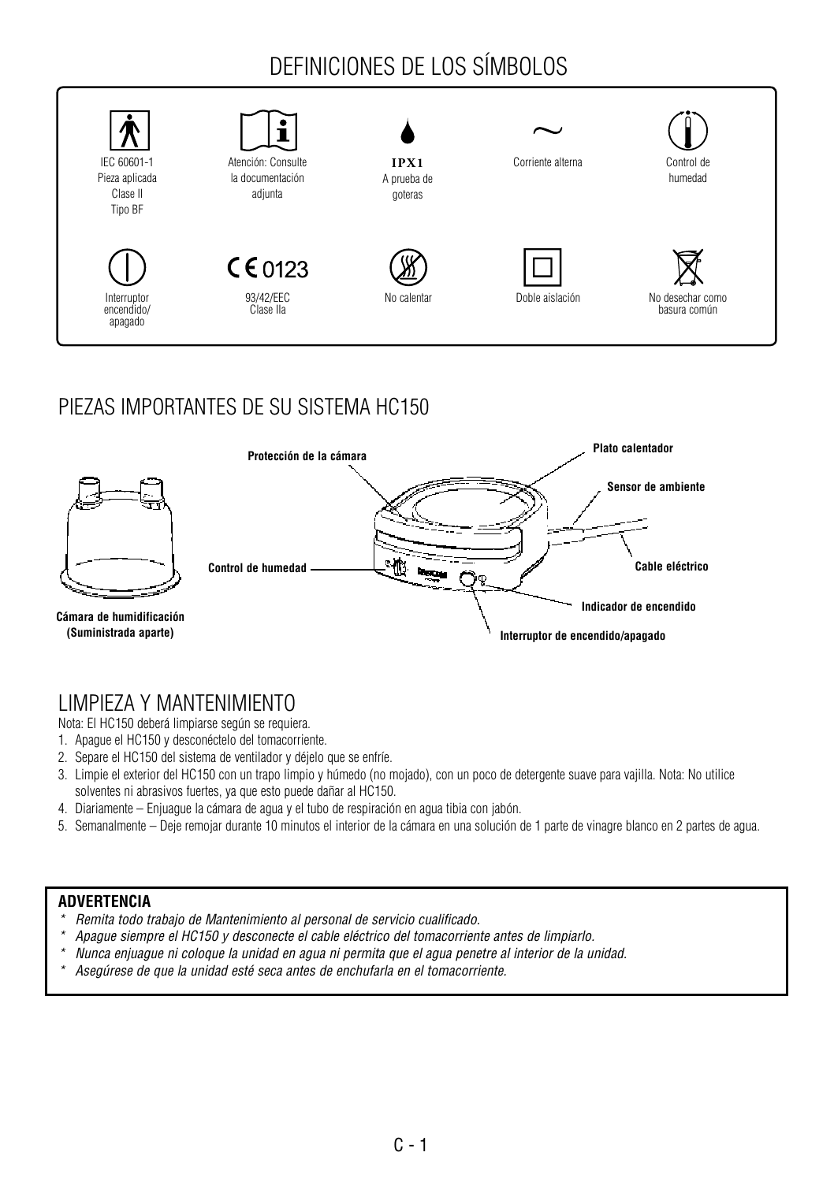# DEFINICIONES DE LOS SÍMBOLOS

| | | | | |
|---|---|---|---|---|
| IEC 60601-1 Pieza aplicada Clase II Tipo BF | Atención: Consulte la documentación adjunta | IPX1 A prueba de goteras | Corriente alterna | Control de humedad |
| Interruptor encendido/ apagado | CE 0123 93/42/EEC Clase IIa | No calentar | Doble aislación | No desechar como basura común |

# PIEZAS IMPORTANTES DE SU SISTEMA HC150

**Protección de la cámara**

**Plato calentador**

**Sensor de ambiente**

**Control de humedad**

**Cable eléctrico**

**Indicador de encendido**

**Interruptor de encendido/apagado**

**Cámara de humidificación (Suministrada aparte)**

# LIMPIEZA Y MANTENIMIENTO

Nota: El HC150 deberá limpiarse según se requiera.

1. Apague el HC150 y desconéctelo del tomacorriente.
2. Separe el HC150 del sistema de ventilador y déjelo que se enfríe.
3. Limpie el exterior del HC150 con un trapo limpio y húmedo (no mojado), con un poco de detergente suave para vajilla. Nota: No utilice solventes ni abrasivos fuertes, ya que esto puede dañar al HC150.
4. Diariamente – Enjuague la cámara de agua y el tubo de respiración en agua tibia con jabón.
5. Semanalmente – Deje remojar durante 10 minutos el interior de la cámara en una solución de 1 parte de vinagre blanco en 2 partes de agua.

**ADVERTENCIA**

* *Remita todo trabajo de Mantenimiento al personal de servicio cualificado.*
* *Apague siempre el HC150 y desconecte el cable eléctrico del tomacorriente antes de limpiarlo.*
* *Nunca enjuague ni coloque la unidad en agua ni permita que el agua penetre al interior de la unidad.*
* *Asegúrese de que la unidad esté seca antes de enchufarla en el tomacorriente.*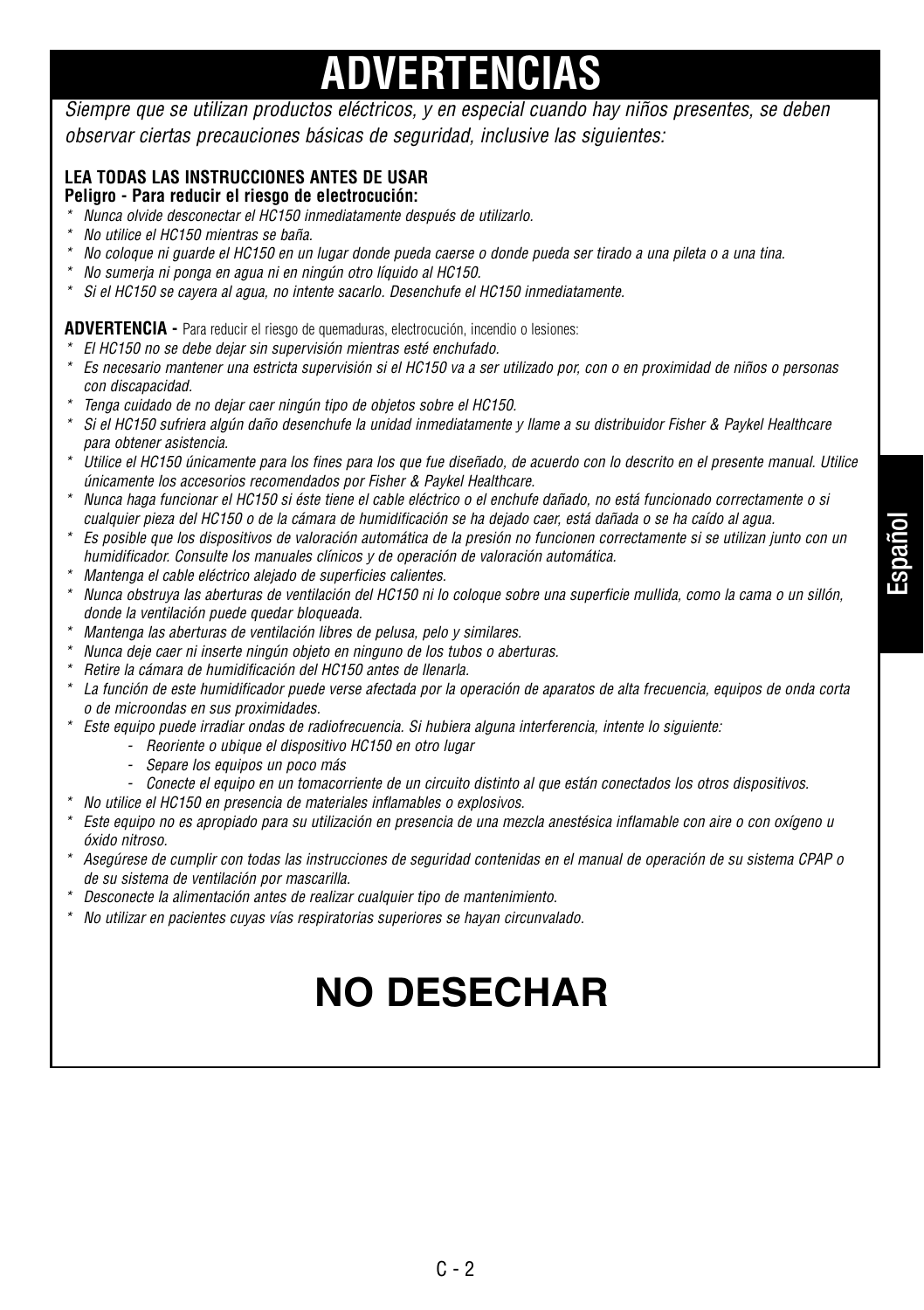# ADVERTENCIAS

*Siempre que se utilizan productos eléctricos, y en especial cuando hay niños presentes, se deben observar ciertas precauciones básicas de seguridad, inclusive las siguientes:*

**LEA TODAS LAS INSTRUCCIONES ANTES DE USAR**

**Peligro - Para reducir el riesgo de electrocución:**

- *Nunca olvide desconectar el HC150 inmediatamente después de utilizarlo.*
- *No utilice el HC150 mientras se baña.*
- *No coloque ni guarde el HC150 en un lugar donde pueda caerse o donde pueda ser tirado a una pileta o a una tina.*
- *No sumerja ni ponga en agua ni en ningún otro líquido al HC150.*
- *Si el HC150 se cayera al agua, no intente sacarlo. Desenchufe el HC150 inmediatamente.*

**ADVERTENCIA -** Para reducir el riesgo de quemaduras, electrocución, incendio o lesiones:

- *El HC150 no se debe dejar sin supervisión mientras esté enchufado.*
- *Es necesario mantener una estricta supervisión si el HC150 va a ser utilizado por, con o en proximidad de niños o personas con discapacidad.*
- *Tenga cuidado de no dejar caer ningún tipo de objetos sobre el HC150.*
- *Si el HC150 sufriera algún daño desenchufe la unidad inmediatamente y llame a su distribuidor Fisher & Paykel Healthcare para obtener asistencia.*
- *Utilice el HC150 únicamente para los fines para los que fue diseñado, de acuerdo con lo descrito en el presente manual. Utilice únicamente los accesorios recomendados por Fisher & Paykel Healthcare.*
- *Nunca haga funcionar el HC150 si éste tiene el cable eléctrico o el enchufe dañado, no está funcionado correctamente o si cualquier pieza del HC150 o de la cámara de humidificación se ha dejado caer, está dañada o se ha caído al agua.*
- *Es posible que los dispositivos de valoración automática de la presión no funcionen correctamente si se utilizan junto con un humidificador. Consulte los manuales clínicos y de operación de valoración automática.*
- *Mantenga el cable eléctrico alejado de superficies calientes.*
- *Nunca obstruya las aberturas de ventilación del HC150 ni lo coloque sobre una superficie mullida, como la cama o un sillón, donde la ventilación puede quedar bloqueada.*
- *Mantenga las aberturas de ventilación libres de pelusa, pelo y similares.*
- *Nunca deje caer ni inserte ningún objeto en ninguno de los tubos o aberturas.*
- *Retire la cámara de humidificación del HC150 antes de llenarla.*
- *La función de este humidificador puede verse afectada por la operación de aparatos de alta frecuencia, equipos de onda corta o de microondas en sus proximidades.*
- *Este equipo puede irradiar ondas de radiofrecuencia. Si hubiera alguna interferencia, intente lo siguiente:*
  - *Reoriente o ubique el dispositivo HC150 en otro lugar*
  - *Separe los equipos un poco más*
  - *Conecte el equipo en un tomacorriente de un circuito distinto al que están conectados los otros dispositivos.*
- *No utilice el HC150 en presencia de materiales inflamables o explosivos.*
- *Este equipo no es apropiado para su utilización en presencia de una mezcla anestésica inflamable con aire o con oxígeno u óxido nitroso.*
- *Asegúrese de cumplir con todas las instrucciones de seguridad contenidas en el manual de operación de su sistema CPAP o de su sistema de ventilación por mascarilla.*
- *Desconecte la alimentación antes de realizar cualquier tipo de mantenimiento.*
- *No utilizar en pacientes cuyas vías respiratorias superiores se hayan circunvalado.*

# NO DESECHAR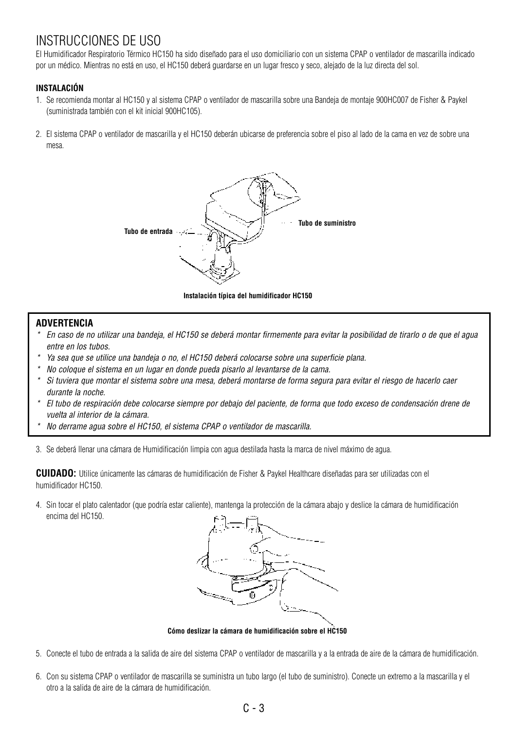# INSTRUCCIONES DE USO

El Humidificador Respiratorio Térmico HC150 ha sido diseñado para el uso domiciliario con un sistema CPAP o ventilador de mascarilla indicado por un médico. Mientras no está en uso, el HC150 deberá guardarse en un lugar fresco y seco, alejado de la luz directa del sol.

### INSTALACIÓN

1. Se recomienda montar al HC150 y al sistema CPAP o ventilador de mascarilla sobre una Bandeja de montaje 900HC007 de Fisher & Paykel (suministrada también con el kit inicial 900HC105).

2. El sistema CPAP o ventilador de mascarilla y el HC150 deberán ubicarse de preferencia sobre el piso al lado de la cama en vez de sobre una mesa.

Tubo de suministro

Tubo de entrada

**Instalación típica del humidificador HC150**

### ADVERTENCIA

- *En caso de no utilizar una bandeja, el HC150 se deberá montar firmemente para evitar la posibilidad de tirarlo o de que el agua entre en los tubos.*
- *Ya sea que se utilice una bandeja o no, el HC150 deberá colocarse sobre una superficie plana.*
- *No coloque el sistema en un lugar en donde pueda pisarlo al levantarse de la cama.*
- *Si tuviera que montar el sistema sobre una mesa, deberá montarse de forma segura para evitar el riesgo de hacerlo caer durante la noche.*
- *El tubo de respiración debe colocarse siempre por debajo del paciente, de forma que todo exceso de condensación drene de vuelta al interior de la cámara.*
- *No derrame agua sobre el HC150, el sistema CPAP o ventilador de mascarilla.*

3. Se deberá llenar una cámara de Humidificación limpia con agua destilada hasta la marca de nivel máximo de agua.

**CUIDADO:** Utilice únicamente las cámaras de humidificación de Fisher & Paykel Healthcare diseñadas para ser utilizadas con el humidificador HC150.

4. Sin tocar el plato calentador (que podría estar caliente), mantenga la protección de la cámara abajo y deslice la cámara de humidificación encima del HC150.

**Cómo deslizar la cámara de humidificación sobre el HC150**

5. Conecte el tubo de entrada a la salida de aire del sistema CPAP o ventilador de mascarilla y a la entrada de aire de la cámara de humidificación.

6. Con su sistema CPAP o ventilador de mascarilla se suministra un tubo largo (el tubo de suministro). Conecte un extremo a la mascarilla y el otro a la salida de aire de la cámara de humidificación.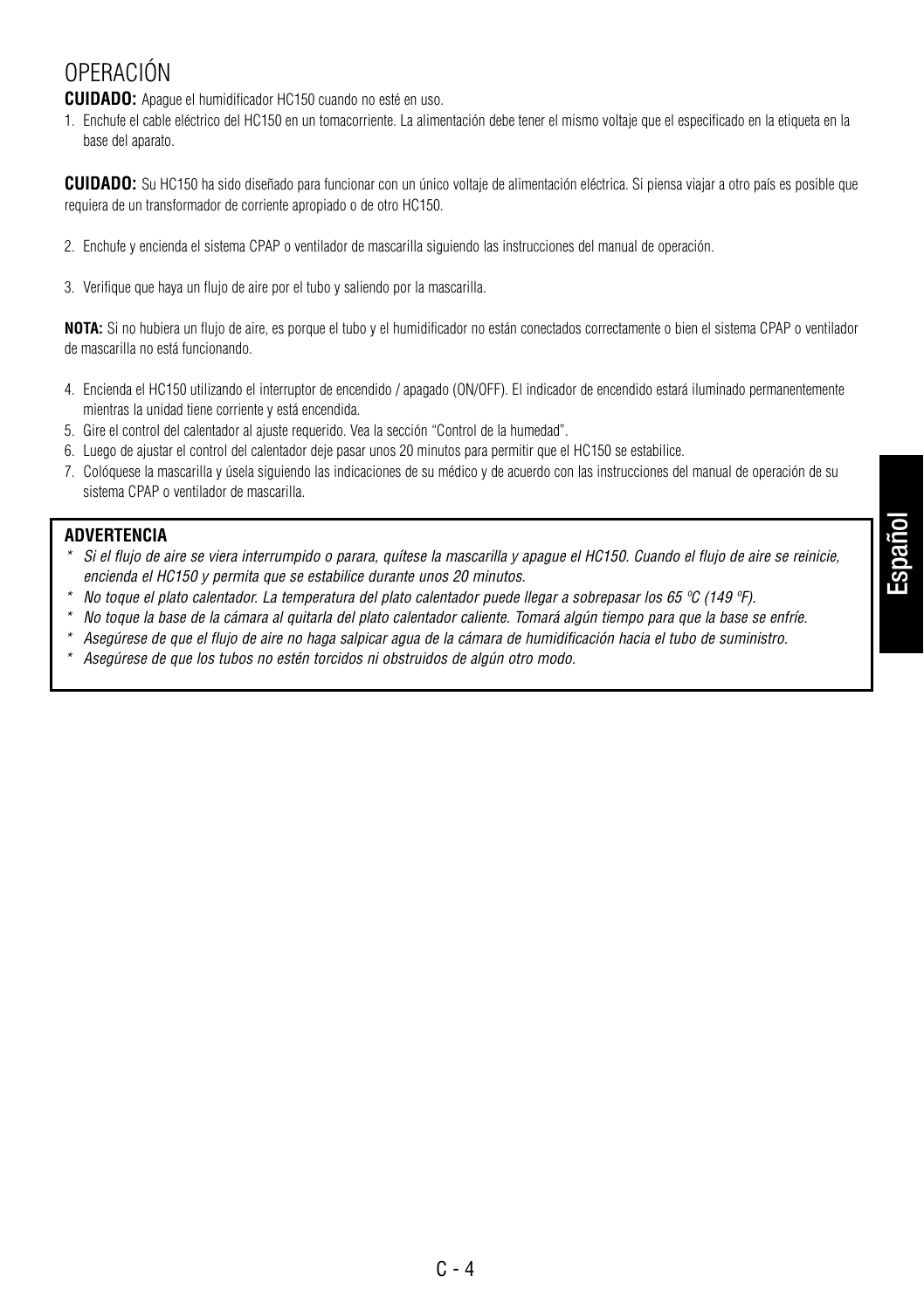# OPERACIÓN

**CUIDADO:** Apague el humidificador HC150 cuando no esté en uso.

1. Enchufe el cable eléctrico del HC150 en un tomacorriente. La alimentación debe tener el mismo voltaje que el especificado en la etiqueta en la base del aparato.

**CUIDADO:** Su HC150 ha sido diseñado para funcionar con un único voltaje de alimentación eléctrica. Si piensa viajar a otro país es posible que requiera de un transformador de corriente apropiado o de otro HC150.

2. Enchufe y encienda el sistema CPAP o ventilador de mascarilla siguiendo las instrucciones del manual de operación.

3. Verifique que haya un flujo de aire por el tubo y saliendo por la mascarilla.

**NOTA:** Si no hubiera un flujo de aire, es porque el tubo y el humidificador no están conectados correctamente o bien el sistema CPAP o ventilador de mascarilla no está funcionando.

4. Encienda el HC150 utilizando el interruptor de encendido / apagado (ON/OFF). El indicador de encendido estará iluminado permanentemente mientras la unidad tiene corriente y está encendida.
5. Gire el control del calentador al ajuste requerido. Vea la sección "Control de la humedad".
6. Luego de ajustar el control del calentador deje pasar unos 20 minutos para permitir que el HC150 se estabilice.
7. Colóquese la mascarilla y úsela siguiendo las indicaciones de su médico y de acuerdo con las instrucciones del manual de operación de su sistema CPAP o ventilador de mascarilla.

**ADVERTENCIA**

- *Si el flujo de aire se viera interrumpido o parara, quítese la mascarilla y apague el HC150. Cuando el flujo de aire se reinicie, encienda el HC150 y permita que se estabilice durante unos 20 minutos.*
- *No toque el plato calentador. La temperatura del plato calentador puede llegar a sobrepasar los 65 ºC (149 ºF).*
- *No toque la base de la cámara al quitarla del plato calentador caliente. Tomará algún tiempo para que la base se enfríe.*
- *Asegúrese de que el flujo de aire no haga salpicar agua de la cámara de humidificación hacia el tubo de suministro.*
- *Asegúrese de que los tubos no estén torcidos ni obstruidos de algún otro modo.*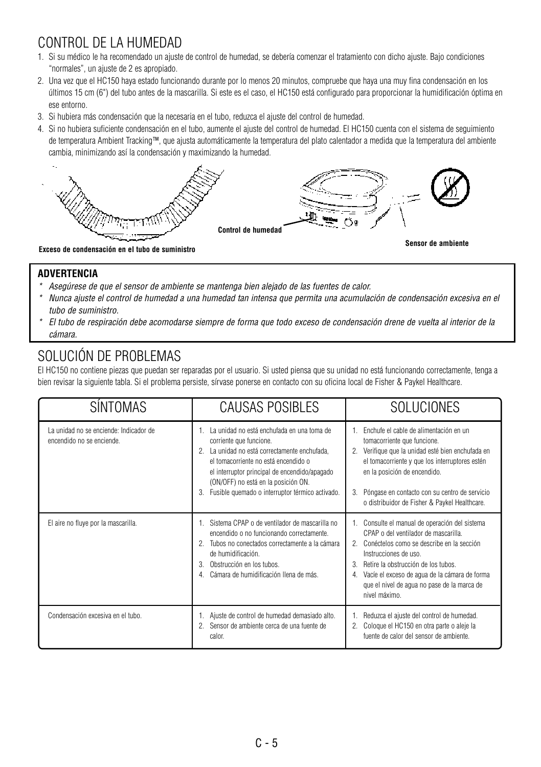# CONTROL DE LA HUMEDAD

1. Si su médico le ha recomendado un ajuste de control de humedad, se debería comenzar el tratamiento con dicho ajuste. Bajo condiciones "normales", un ajuste de 2 es apropiado.
2. Una vez que el HC150 haya estado funcionando durante por lo menos 20 minutos, compruebe que haya una muy fina condensación en los últimos 15 cm (6") del tubo antes de la mascarilla. Si este es el caso, el HC150 está configurado para proporcionar la humidificación óptima en ese entorno.
3. Si hubiera más condensación que la necesaria en el tubo, reduzca el ajuste del control de humedad.
4. Si no hubiera suficiente condensación en el tubo, aumente el ajuste del control de humedad. El HC150 cuenta con el sistema de seguimiento de temperatura Ambient Tracking™, que ajusta automáticamente la temperatura del plato calentador a medida que la temperatura del ambiente cambia, minimizando así la condensación y maximizando la humedad.

Exceso de condensación en el tubo de suministro

Control de humedad

Sensor de ambiente

**ADVERTENCIA**

- *Asegúrese de que el sensor de ambiente se mantenga bien alejado de las fuentes de calor.*
- *Nunca ajuste el control de humedad a una humedad tan intensa que permita una acumulación de condensación excesiva en el tubo de suministro.*
- *El tubo de respiración debe acomodarse siempre de forma que todo exceso de condensación drene de vuelta al interior de la cámara.*

# SOLUCIÓN DE PROBLEMAS

El HC150 no contiene piezas que puedan ser reparadas por el usuario. Si usted piensa que su unidad no está funcionando correctamente, tenga a bien revisar la siguiente tabla. Si el problema persiste, sírvase ponerse en contacto con su oficina local de Fisher & Paykel Healthcare.

| SÍNTOMAS | CAUSAS POSIBLES | SOLUCIONES |
|---|---|---|
| La unidad no se enciende: Indicador de encendido no se enciende. | 1. La unidad no está enchufada en una toma de corriente que funcione.<br>2. La unidad no está correctamente enchufada, el tomacorriente no está encendido o el interruptor principal de encendido/apagado (ON/OFF) no está en la posición ON.<br>3. Fusible quemado o interruptor térmico activado. | 1. Enchufe el cable de alimentación en un tomacorriente que funcione.<br>2. Verifique que la unidad esté bien enchufada en el tomacorriente y que los interruptores estén en la posición de encendido.<br>3. Póngase en contacto con su centro de servicio o distribuidor de Fisher & Paykel Healthcare. |
| El aire no fluye por la mascarilla. | 1. Sistema CPAP o de ventilador de mascarilla no encendido o no funcionando correctamente.<br>2. Tubos no conectados correctamente a la cámara de humidificación.<br>3. Obstrucción en los tubos.<br>4. Cámara de humidificación llena de más. | 1. Consulte el manual de operación del sistema CPAP o del ventilador de mascarilla.<br>2. Conéctelos como se describe en la sección Instrucciones de uso.<br>3. Retire la obstrucción de los tubos.<br>4. Vacíe el exceso de agua de la cámara de forma que el nivel de agua no pase de la marca de nivel máximo. |
| Condensación excesiva en el tubo. | 1. Ajuste de control de humedad demasiado alto.<br>2. Sensor de ambiente cerca de una fuente de calor. | 1. Reduzca el ajuste del control de humedad.<br>2. Coloque el HC150 en otra parte o aleje la fuente de calor del sensor de ambiente. |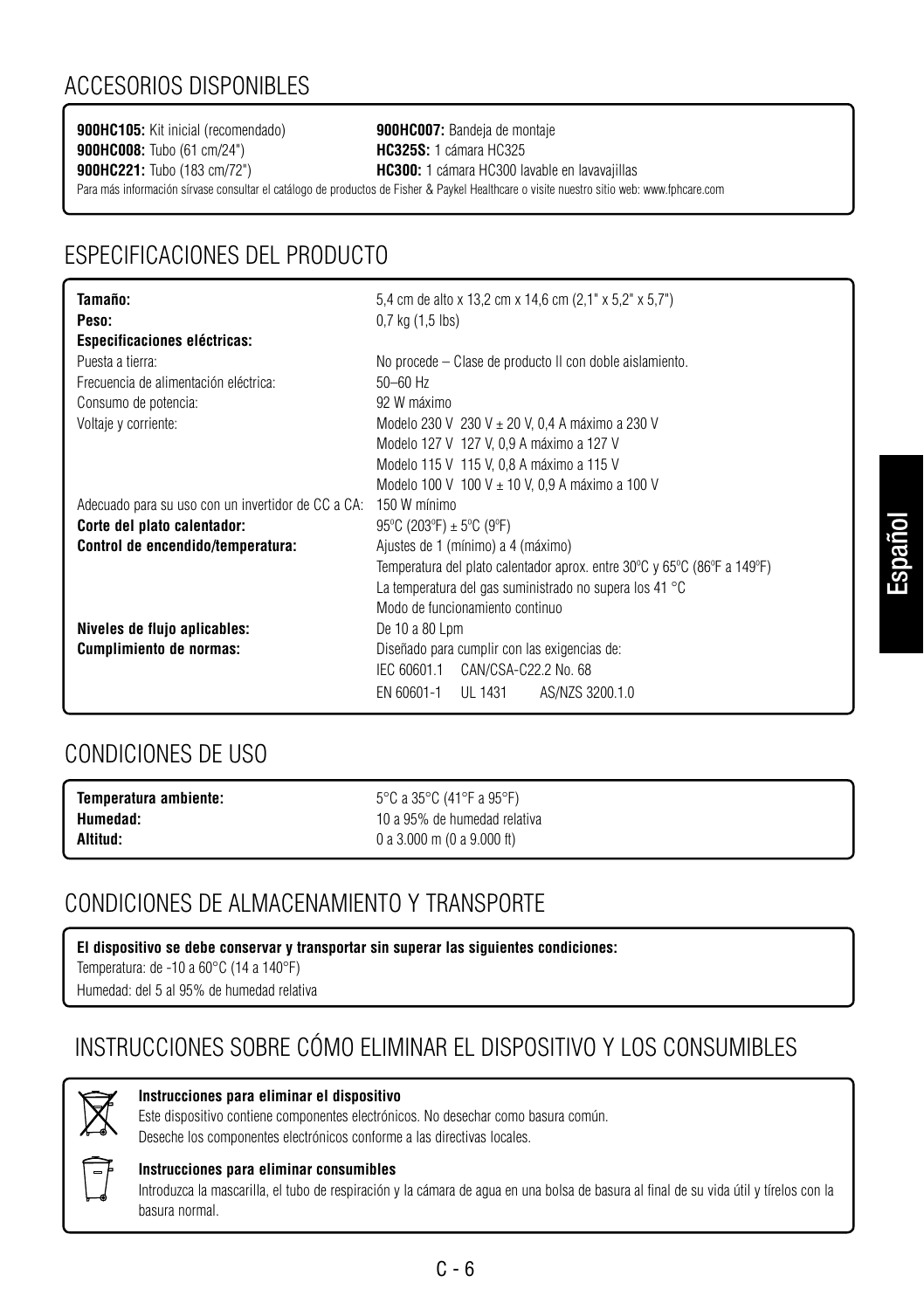## ACCESORIOS DISPONIBLES

**900HC105:** Kit inicial (recomendado)
**900HC008:** Tubo (61 cm/24")
**900HC221:** Tubo (183 cm/72")
**900HC007:** Bandeja de montaje
**HC325S:** 1 cámara HC325
**HC300:** 1 cámara HC300 lavable en lavavajillas

Para más información sírvase consultar el catálogo de productos de Fisher & Paykel Healthcare o visite nuestro sitio web: www.fphcare.com

## ESPECIFICACIONES DEL PRODUCTO

| | |
|---|---|
| **Tamaño:** | 5,4 cm de alto x 13,2 cm x 14,6 cm (2,1" x 5,2" x 5,7") |
| **Peso:** | 0,7 kg (1,5 lbs) |
| **Especificaciones eléctricas:** | |
| Puesta a tierra: | No procede – Clase de producto II con doble aislamiento. |
| Frecuencia de alimentación eléctrica: | 50–60 Hz |
| Consumo de potencia: | 92 W máximo |
| Voltaje y corriente: | Modelo 230 V 230 V ± 20 V, 0,4 A máximo a 230 V<br>Modelo 127 V 127 V, 0,9 A máximo a 127 V<br>Modelo 115 V 115 V, 0,8 A máximo a 115 V<br>Modelo 100 V 100 V ± 10 V, 0,9 A máximo a 100 V |
| Adecuado para su uso con un invertidor de CC a CA: | 150 W mínimo |
| **Corte del plato calentador:** | 95ºC (203ºF) ± 5ºC (9ºF) |
| **Control de encendido/temperatura:** | Ajustes de 1 (mínimo) a 4 (máximo)<br>Temperatura del plato calentador aprox. entre 30ºC y 65ºC (86ºF a 149ºF)<br>La temperatura del gas suministrado no supera los 41 °C<br>Modo de funcionamiento continuo |
| **Niveles de flujo aplicables:** | De 10 a 80 Lpm |
| **Cumplimiento de normas:** | Diseñado para cumplir con las exigencias de:<br>IEC 60601.1 CAN/CSA-C22.2 No. 68<br>EN 60601-1 UL 1431 AS/NZS 3200.1.0 |

## CONDICIONES DE USO

| | |
|---|---|
| **Temperatura ambiente:** | 5°C a 35°C (41°F a 95°F) |
| **Humedad:** | 10 a 95% de humedad relativa |
| **Altitud:** | 0 a 3.000 m (0 a 9.000 ft) |

## CONDICIONES DE ALMACENAMIENTO Y TRANSPORTE

**El dispositivo se debe conservar y transportar sin superar las siguientes condiciones:**

Temperatura: de -10 a 60°C (14 a 140°F)

Humedad: del 5 al 95% de humedad relativa

## INSTRUCCIONES SOBRE CÓMO ELIMINAR EL DISPOSITIVO Y LOS CONSUMIBLES

**Instrucciones para eliminar el dispositivo**

Este dispositivo contiene componentes electrónicos. No desechar como basura común.
Deseche los componentes electrónicos conforme a las directivas locales.

**Instrucciones para eliminar consumibles**

Introduzca la mascarilla, el tubo de respiración y la cámara de agua en una bolsa de basura al final de su vida útil y tírelos con la basura normal.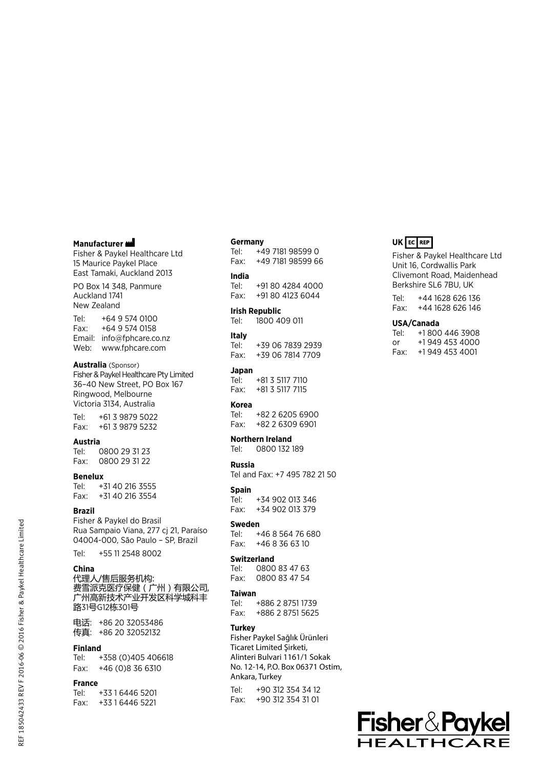**Manufacturer**

Fisher & Paykel Healthcare Ltd
15 Maurice Paykel Place
East Tamaki, Auckland 2013

PO Box 14 348, Panmure
Auckland 1741
New Zealand

Tel: +64 9 574 0100
Fax: +64 9 574 0158
Email: info@fphcare.co.nz
Web: www.fphcare.com

**Australia** (Sponsor)
Fisher & Paykel Healthcare Pty Limited
36–40 New Street, PO Box 167
Ringwood, Melbourne
Victoria 3134, Australia

Tel: +61 3 9879 5022
Fax: +61 3 9879 5232

**Austria**
Tel: 0800 29 31 23
Fax: 0800 29 31 22

**Benelux**
Tel: +31 40 216 3555
Fax: +31 40 216 3554

**Brazil**
Fisher & Paykel do Brasil
Rua Sampaio Viana, 277 cj 21, Paraíso
04004-000, São Paulo – SP, Brazil

Tel: +55 11 2548 8002

**China**
代理人/售后服务机构:
费雪派克医疗保健（广州）有限公司,
广州高新技术产业开发区科学城科丰路31号G12栋301号

电话: +86 20 32053486
传真: +86 20 32052132

**Finland**
Tel: +358 (0)405 406618
Fax: +46 (0)8 36 6310

**France**
Tel: +33 1 6446 5201
Fax: +33 1 6446 5221

**Germany**
Tel: +49 7181 98599 0
Fax: +49 7181 98599 66

**India**
Tel: +91 80 4284 4000
Fax: +91 80 4123 6044

**Irish Republic**
Tel: 1800 409 011

**Italy**
Tel: +39 06 7839 2939
Fax: +39 06 7814 7709

**Japan**
Tel: +81 3 5117 7110
Fax: +81 3 5117 7115

**Korea**
Tel: +82 2 6205 6900
Fax: +82 2 6309 6901

**Northern Ireland**
Tel: 0800 132 189

**Russia**
Tel and Fax: +7 495 782 21 50

**Spain**
Tel: +34 902 013 346
Fax: +34 902 013 379

**Sweden**
Tel: +46 8 564 76 680
Fax: +46 8 36 63 10

**Switzerland**
Tel: 0800 83 47 63
Fax: 0800 83 47 54

**Taiwan**
Tel: +886 2 8751 1739
Fax: +886 2 8751 5625

**Turkey**
Fisher Paykel Sağlık Ürünleri
Ticaret Limited Şirketi,
Alinteri Bulvari 1161/1 Sokak
No. 12-14, P.O. Box 06371 Ostim,
Ankara, Turkey

Tel: +90 312 354 34 12
Fax: +90 312 354 31 01

**UK** EC REP

Fisher & Paykel Healthcare Ltd
Unit 16, Cordwallis Park
Clivemont Road, Maidenhead
Berkshire SL6 7BU, UK

Tel: +44 1628 626 136
Fax: +44 1628 626 146

**USA/Canada**
Tel: +1 800 446 3908
or +1 949 453 4000
Fax: +1 949 453 4001

REF 185042433 REV F 2016-06 © 2016 Fisher & Paykel Healthcare Limited

Fisher&Paykel HEALTHCARE